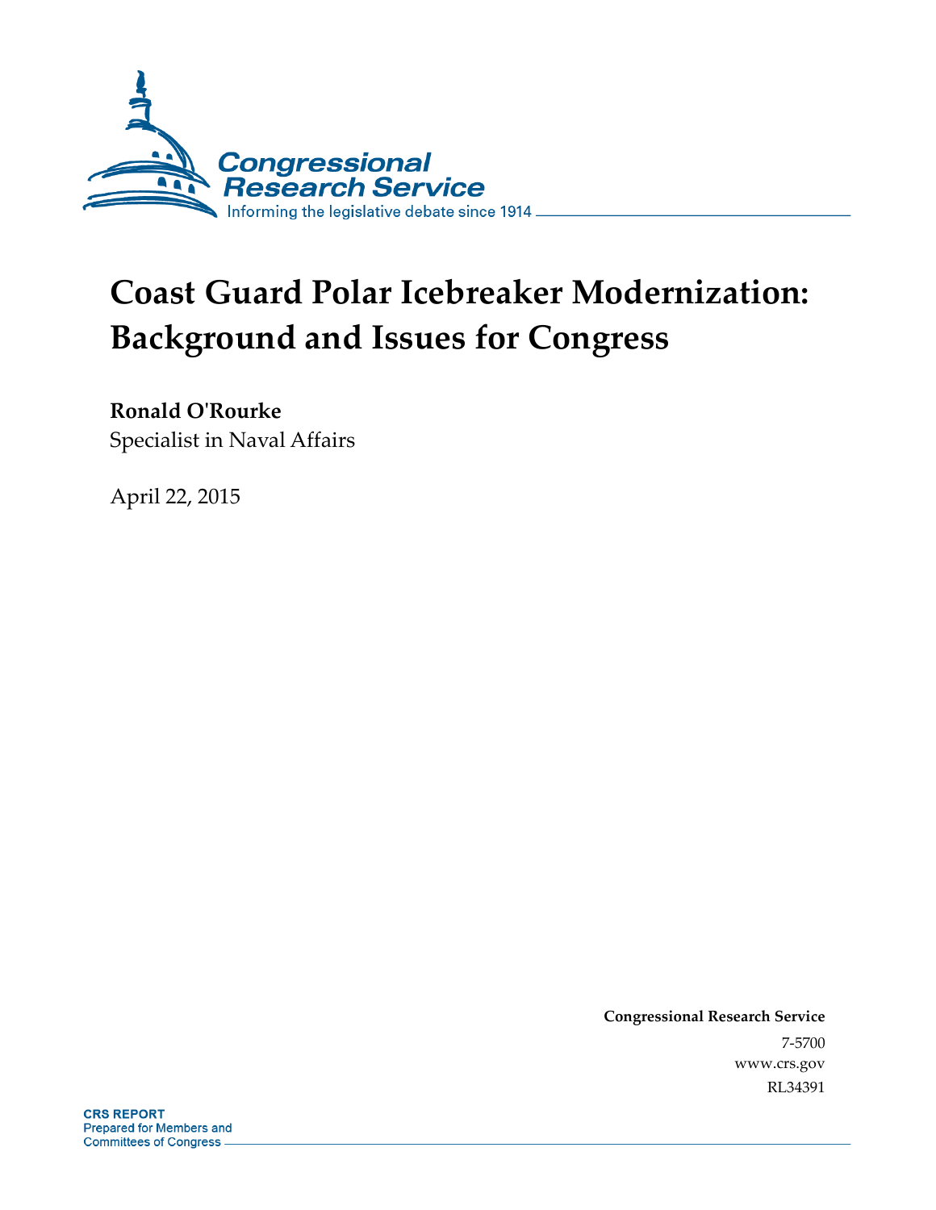# Coast Guard Polar Icebreaker Modernization: Background and Issues for Congress

**Ronald O'Rourke**
Specialist in Naval Affairs

April 22, 2015

**Congressional Research Service**
7-5700
www.crs.gov
RL34391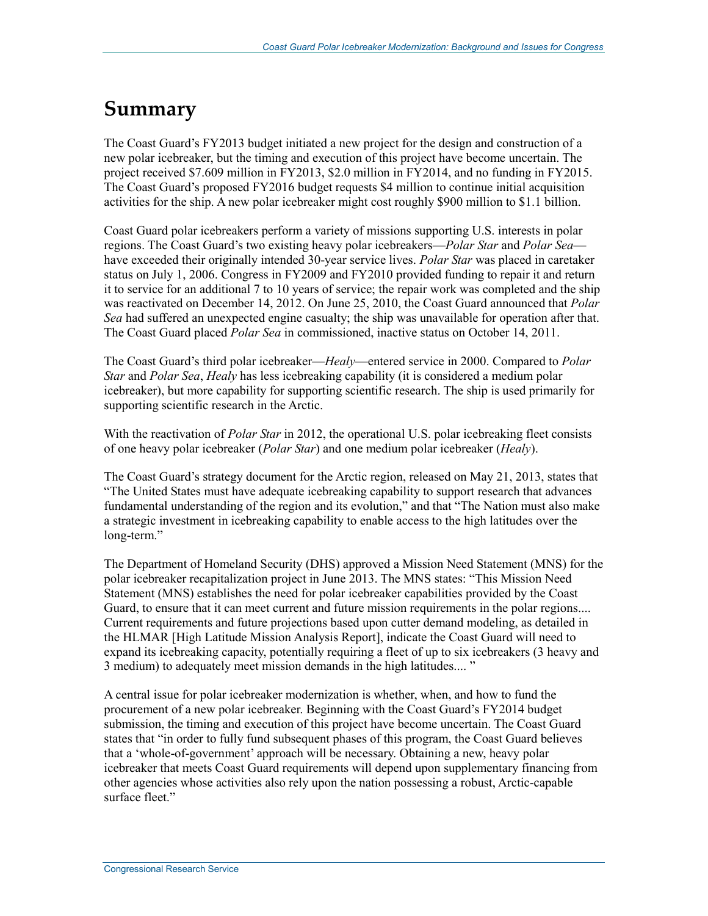# Summary

The Coast Guard's FY2013 budget initiated a new project for the design and construction of a new polar icebreaker, but the timing and execution of this project have become uncertain. The project received $7.609 million in FY2013, $2.0 million in FY2014, and no funding in FY2015. The Coast Guard's proposed FY2016 budget requests $4 million to continue initial acquisition activities for the ship. A new polar icebreaker might cost roughly $900 million to $1.1 billion.

Coast Guard polar icebreakers perform a variety of missions supporting U.S. interests in polar regions. The Coast Guard's two existing heavy polar icebreakers—*Polar Star* and *Polar Sea*—have exceeded their originally intended 30-year service lives. *Polar Star* was placed in caretaker status on July 1, 2006. Congress in FY2009 and FY2010 provided funding to repair it and return it to service for an additional 7 to 10 years of service; the repair work was completed and the ship was reactivated on December 14, 2012. On June 25, 2010, the Coast Guard announced that *Polar Sea* had suffered an unexpected engine casualty; the ship was unavailable for operation after that. The Coast Guard placed *Polar Sea* in commissioned, inactive status on October 14, 2011.

The Coast Guard's third polar icebreaker—*Healy*—entered service in 2000. Compared to *Polar Star* and *Polar Sea*, *Healy* has less icebreaking capability (it is considered a medium polar icebreaker), but more capability for supporting scientific research. The ship is used primarily for supporting scientific research in the Arctic.

With the reactivation of *Polar Star* in 2012, the operational U.S. polar icebreaking fleet consists of one heavy polar icebreaker (*Polar Star*) and one medium polar icebreaker (*Healy*).

The Coast Guard's strategy document for the Arctic region, released on May 21, 2013, states that "The United States must have adequate icebreaking capability to support research that advances fundamental understanding of the region and its evolution," and that "The Nation must also make a strategic investment in icebreaking capability to enable access to the high latitudes over the long-term."

The Department of Homeland Security (DHS) approved a Mission Need Statement (MNS) for the polar icebreaker recapitalization project in June 2013. The MNS states: "This Mission Need Statement (MNS) establishes the need for polar icebreaker capabilities provided by the Coast Guard, to ensure that it can meet current and future mission requirements in the polar regions.... Current requirements and future projections based upon cutter demand modeling, as detailed in the HLMAR [High Latitude Mission Analysis Report], indicate the Coast Guard will need to expand its icebreaking capacity, potentially requiring a fleet of up to six icebreakers (3 heavy and 3 medium) to adequately meet mission demands in the high latitudes.... "

A central issue for polar icebreaker modernization is whether, when, and how to fund the procurement of a new polar icebreaker. Beginning with the Coast Guard's FY2014 budget submission, the timing and execution of this project have become uncertain. The Coast Guard states that "in order to fully fund subsequent phases of this program, the Coast Guard believes that a 'whole-of-government' approach will be necessary. Obtaining a new, heavy polar icebreaker that meets Coast Guard requirements will depend upon supplementary financing from other agencies whose activities also rely upon the nation possessing a robust, Arctic-capable surface fleet."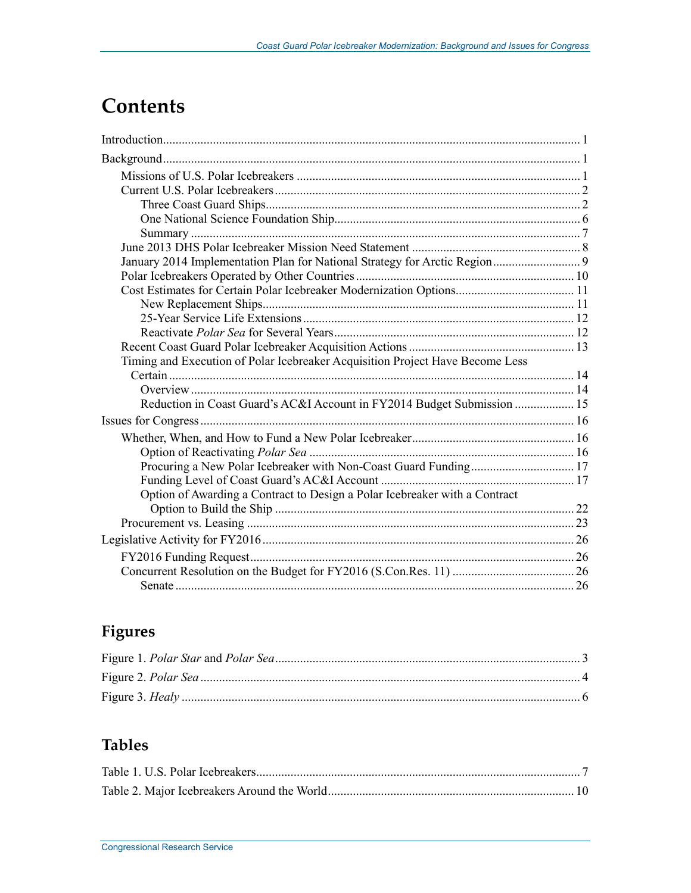# Contents

Introduction.......................................................................................................................... 1

Background.......................................................................................................................... 1

- Missions of U.S. Polar Icebreakers ................................................................................ 1
- Current U.S. Polar Icebreakers ...................................................................................... 2
  - Three Coast Guard Ships......................................................................................... 2
  - One National Science Foundation Ship.................................................................... 6
  - Summary ................................................................................................................ 7
- June 2013 DHS Polar Icebreaker Mission Need Statement ............................................ 8
- January 2014 Implementation Plan for National Strategy for Arctic Region................... 9
- Polar Icebreakers Operated by Other Countries ............................................................. 10
- Cost Estimates for Certain Polar Icebreaker Modernization Options............................. 11
  - New Replacement Ships......................................................................................... 11
  - 25-Year Service Life Extensions ............................................................................ 12
  - Reactivate *Polar Sea* for Several Years .................................................................. 12
- Recent Coast Guard Polar Icebreaker Acquisition Actions ............................................ 13
- Timing and Execution of Polar Icebreaker Acquisition Project Have Become Less Certain ........................................................................................................................ 14
  - Overview ............................................................................................................... 14
  - Reduction in Coast Guard's AC&I Account in FY2014 Budget Submission ............ 15

Issues for Congress ............................................................................................................ 16

- Whether, When, and How to Fund a New Polar Icebreaker........................................... 16
  - Option of Reactivating *Polar Sea* ........................................................................... 16
  - Procuring a New Polar Icebreaker with Non-Coast Guard Funding......................... 17
  - Funding Level of Coast Guard's AC&I Account .................................................... 17
  - Option of Awarding a Contract to Design a Polar Icebreaker with a Contract Option to Build the Ship ..................................................................................... 22
- Procurement vs. Leasing ............................................................................................... 23

Legislative Activity for FY2016 ......................................................................................... 26

- FY2016 Funding Request.............................................................................................. 26
- Concurrent Resolution on the Budget for FY2016 (S.Con.Res. 11) ............................... 26
  - Senate ..................................................................................................................... 26

## Figures

Figure 1. *Polar Star* and *Polar Sea*........................................................................................ 3

Figure 2. *Polar Sea* ................................................................................................................ 4

Figure 3. *Healy* ...................................................................................................................... 6

## Tables

Table 1. U.S. Polar Icebreakers............................................................................................. 7

Table 2. Major Icebreakers Around the World.................................................................... 10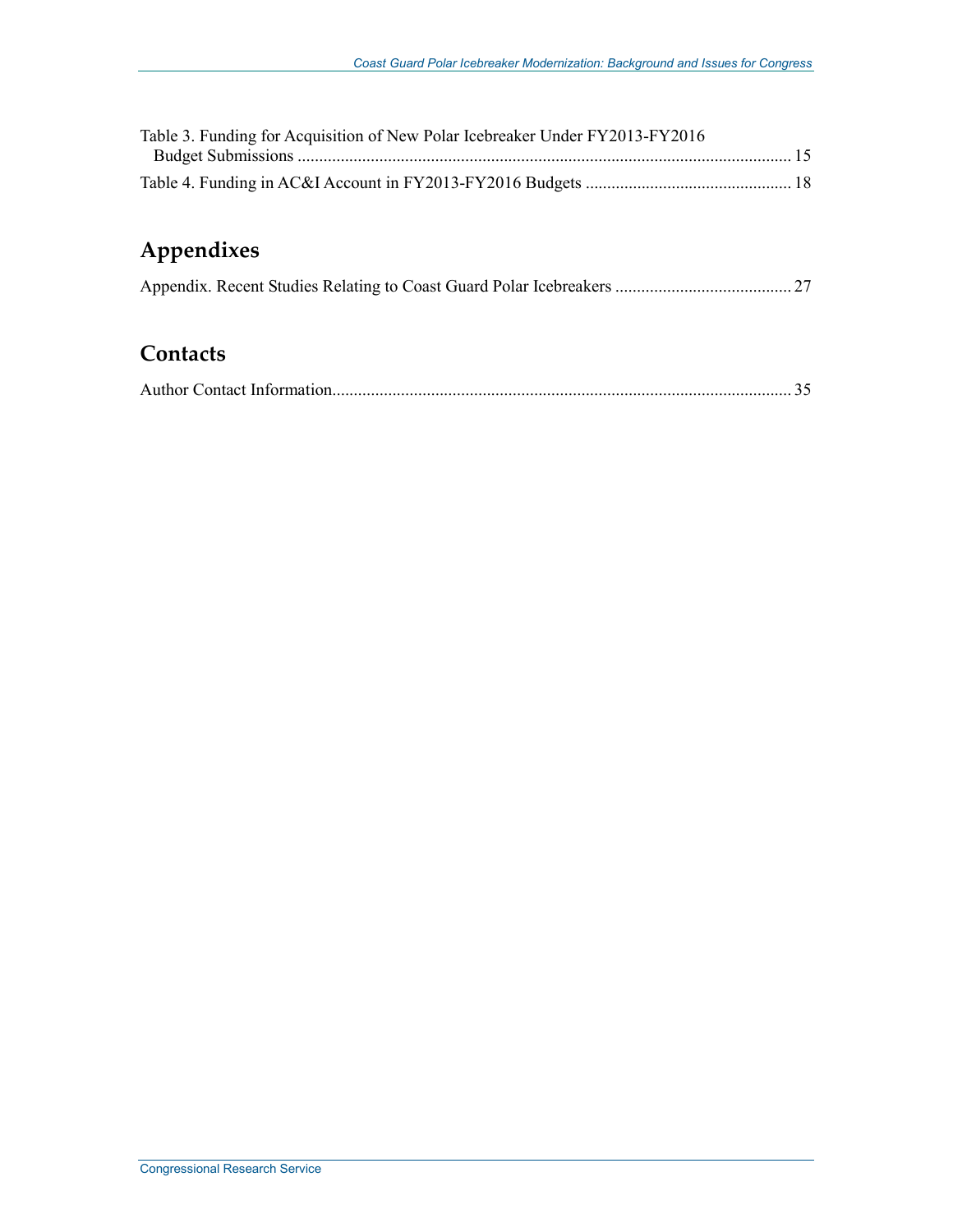Table 3. Funding for Acquisition of New Polar Icebreaker Under FY2013-FY2016 Budget Submissions .......... 15

Table 4. Funding in AC&I Account in FY2013-FY2016 Budgets .......... 18

## Appendixes

Appendix. Recent Studies Relating to Coast Guard Polar Icebreakers .......... 27

## Contacts

Author Contact Information.......... 35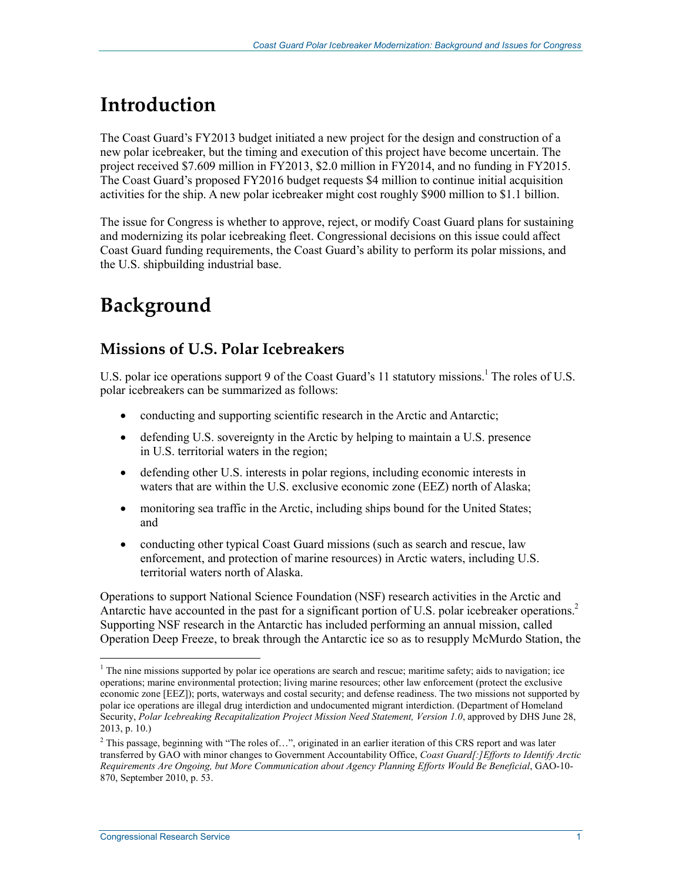# Introduction

The Coast Guard's FY2013 budget initiated a new project for the design and construction of a new polar icebreaker, but the timing and execution of this project have become uncertain. The project received $7.609 million in FY2013, $2.0 million in FY2014, and no funding in FY2015. The Coast Guard's proposed FY2016 budget requests $4 million to continue initial acquisition activities for the ship. A new polar icebreaker might cost roughly $900 million to $1.1 billion.

The issue for Congress is whether to approve, reject, or modify Coast Guard plans for sustaining and modernizing its polar icebreaking fleet. Congressional decisions on this issue could affect Coast Guard funding requirements, the Coast Guard's ability to perform its polar missions, and the U.S. shipbuilding industrial base.

# Background

## Missions of U.S. Polar Icebreakers

U.S. polar ice operations support 9 of the Coast Guard's 11 statutory missions.[1] The roles of U.S. polar icebreakers can be summarized as follows:

- conducting and supporting scientific research in the Arctic and Antarctic;
- defending U.S. sovereignty in the Arctic by helping to maintain a U.S. presence in U.S. territorial waters in the region;
- defending other U.S. interests in polar regions, including economic interests in waters that are within the U.S. exclusive economic zone (EEZ) north of Alaska;
- monitoring sea traffic in the Arctic, including ships bound for the United States; and
- conducting other typical Coast Guard missions (such as search and rescue, law enforcement, and protection of marine resources) in Arctic waters, including U.S. territorial waters north of Alaska.

Operations to support National Science Foundation (NSF) research activities in the Arctic and Antarctic have accounted in the past for a significant portion of U.S. polar icebreaker operations.[2] Supporting NSF research in the Antarctic has included performing an annual mission, called Operation Deep Freeze, to break through the Antarctic ice so as to resupply McMurdo Station, the

---

[1] The nine missions supported by polar ice operations are search and rescue; maritime safety; aids to navigation; ice operations; marine environmental protection; living marine resources; other law enforcement (protect the exclusive economic zone [EEZ]); ports, waterways and costal security; and defense readiness. The two missions not supported by polar ice operations are illegal drug interdiction and undocumented migrant interdiction. (Department of Homeland Security, *Polar Icebreaking Recapitalization Project Mission Need Statement, Version 1.0*, approved by DHS June 28, 2013, p. 10.)

[2] This passage, beginning with "The roles of…", originated in an earlier iteration of this CRS report and was later transferred by GAO with minor changes to Government Accountability Office, *Coast Guard[:]Efforts to Identify Arctic Requirements Are Ongoing, but More Communication about Agency Planning Efforts Would Be Beneficial*, GAO-10-870, September 2010, p. 53.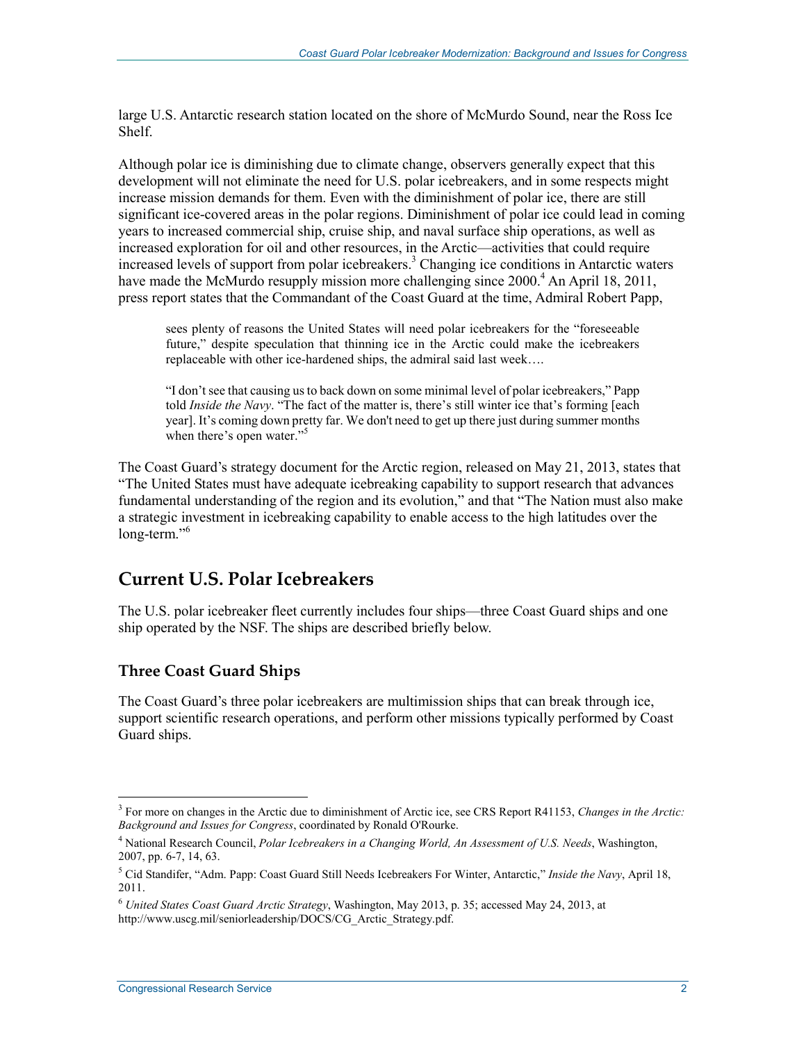large U.S. Antarctic research station located on the shore of McMurdo Sound, near the Ross Ice Shelf.

Although polar ice is diminishing due to climate change, observers generally expect that this development will not eliminate the need for U.S. polar icebreakers, and in some respects might increase mission demands for them. Even with the diminishment of polar ice, there are still significant ice-covered areas in the polar regions. Diminishment of polar ice could lead in coming years to increased commercial ship, cruise ship, and naval surface ship operations, as well as increased exploration for oil and other resources, in the Arctic—activities that could require increased levels of support from polar icebreakers.[3] Changing ice conditions in Antarctic waters have made the McMurdo resupply mission more challenging since 2000.[4] An April 18, 2011, press report states that the Commandant of the Coast Guard at the time, Admiral Robert Papp,

> sees plenty of reasons the United States will need polar icebreakers for the "foreseeable future," despite speculation that thinning ice in the Arctic could make the icebreakers replaceable with other ice-hardened ships, the admiral said last week….
>
> "I don't see that causing us to back down on some minimal level of polar icebreakers," Papp told *Inside the Navy*. "The fact of the matter is, there's still winter ice that's forming [each year]. It's coming down pretty far. We don't need to get up there just during summer months when there's open water."[5]

The Coast Guard's strategy document for the Arctic region, released on May 21, 2013, states that "The United States must have adequate icebreaking capability to support research that advances fundamental understanding of the region and its evolution," and that "The Nation must also make a strategic investment in icebreaking capability to enable access to the high latitudes over the long-term."[6]

## Current U.S. Polar Icebreakers

The U.S. polar icebreaker fleet currently includes four ships—three Coast Guard ships and one ship operated by the NSF. The ships are described briefly below.

### Three Coast Guard Ships

The Coast Guard's three polar icebreakers are multimission ships that can break through ice, support scientific research operations, and perform other missions typically performed by Coast Guard ships.

---

[3] For more on changes in the Arctic due to diminishment of Arctic ice, see CRS Report R41153, *Changes in the Arctic: Background and Issues for Congress*, coordinated by Ronald O'Rourke.

[4] National Research Council, *Polar Icebreakers in a Changing World, An Assessment of U.S. Needs*, Washington, 2007, pp. 6-7, 14, 63.

[5] Cid Standifer, "Adm. Papp: Coast Guard Still Needs Icebreakers For Winter, Antarctic," *Inside the Navy*, April 18, 2011.

[6] *United States Coast Guard Arctic Strategy*, Washington, May 2013, p. 35; accessed May 24, 2013, at http://www.uscg.mil/seniorleadership/DOCS/CG_Arctic_Strategy.pdf.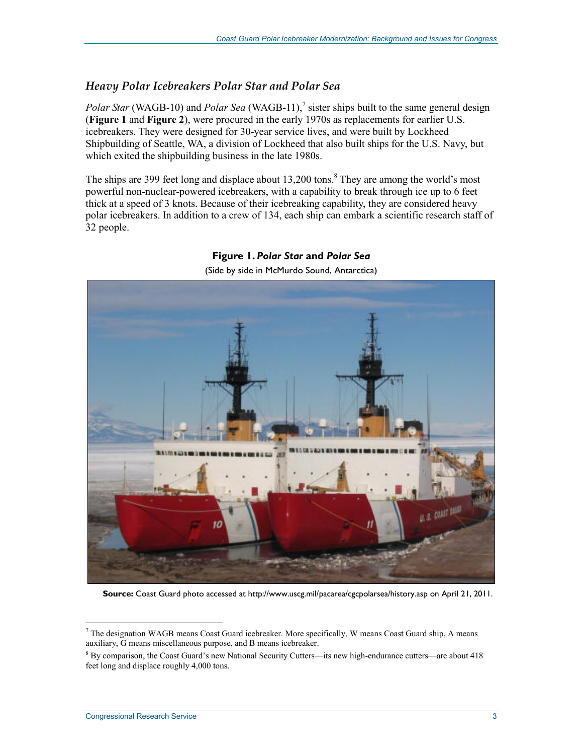### *Heavy Polar Icebreakers Polar Star and Polar Sea*

*Polar Star* (WAGB-10) and *Polar Sea* (WAGB-11),[7] sister ships built to the same general design (**Figure 1** and **Figure 2**), were procured in the early 1970s as replacements for earlier U.S. icebreakers. They were designed for 30-year service lives, and were built by Lockheed Shipbuilding of Seattle, WA, a division of Lockheed that also built ships for the U.S. Navy, but which exited the shipbuilding business in the late 1980s.

The ships are 399 feet long and displace about 13,200 tons.[8] They are among the world's most powerful non-nuclear-powered icebreakers, with a capability to break through ice up to 6 feet thick at a speed of 3 knots. Because of their icebreaking capability, they are considered heavy polar icebreakers. In addition to a crew of 134, each ship can embark a scientific research staff of 32 people.

**Figure 1. *Polar Star* and *Polar Sea***

(Side by side in McMurdo Sound, Antarctica)

**Source:** Coast Guard photo accessed at http://www.uscg.mil/pacarea/cgcpolarsea/history.asp on April 21, 2011.

---

[7] The designation WAGB means Coast Guard icebreaker. More specifically, W means Coast Guard ship, A means auxiliary, G means miscellaneous purpose, and B means icebreaker.

[8] By comparison, the Coast Guard's new National Security Cutters—its new high-endurance cutters—are about 418 feet long and displace roughly 4,000 tons.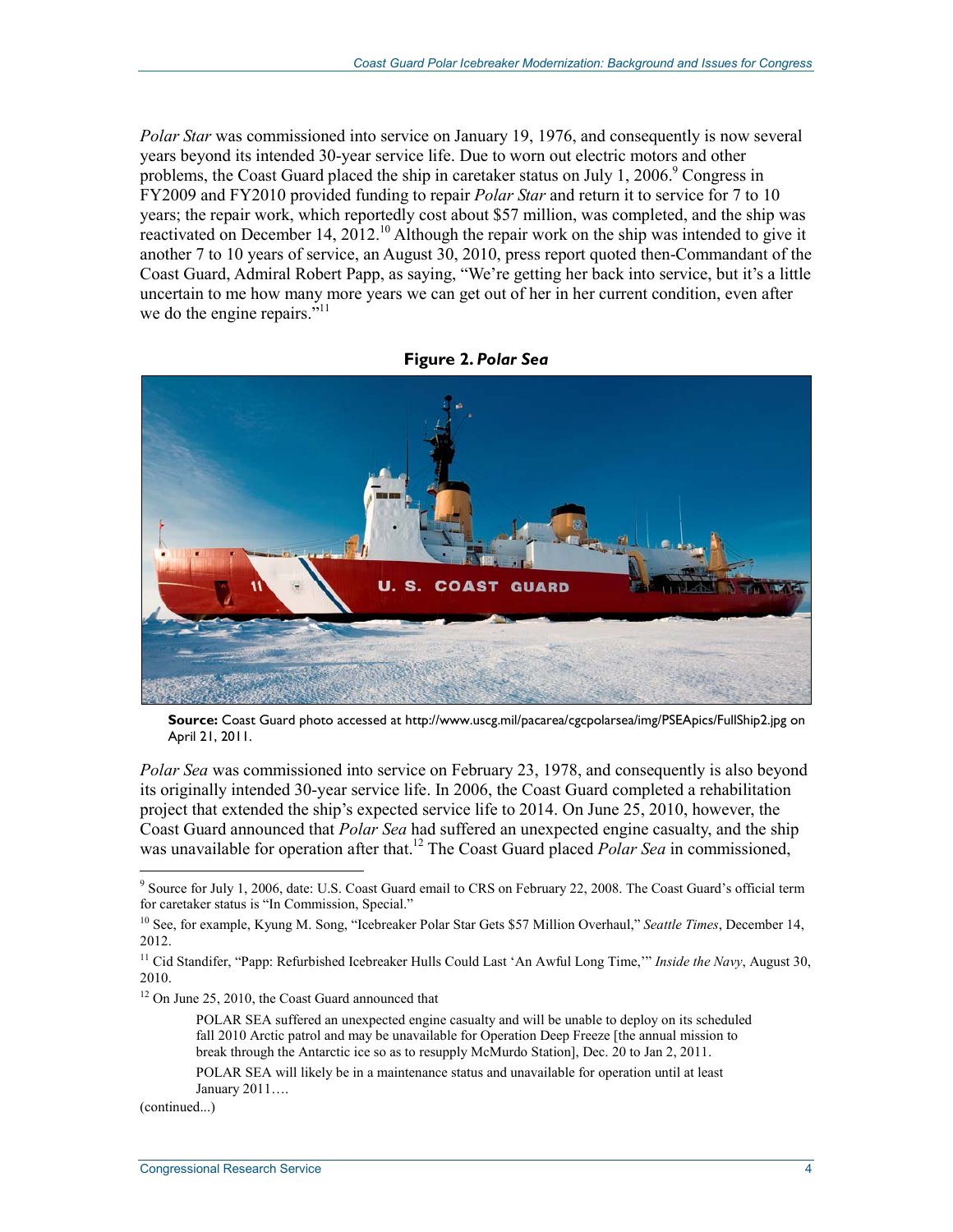*Polar Star* was commissioned into service on January 19, 1976, and consequently is now several years beyond its intended 30-year service life. Due to worn out electric motors and other problems, the Coast Guard placed the ship in caretaker status on July 1, 2006.[9] Congress in FY2009 and FY2010 provided funding to repair *Polar Star* and return it to service for 7 to 10 years; the repair work, which reportedly cost about $57 million, was completed, and the ship was reactivated on December 14, 2012.[10] Although the repair work on the ship was intended to give it another 7 to 10 years of service, an August 30, 2010, press report quoted then-Commandant of the Coast Guard, Admiral Robert Papp, as saying, "We're getting her back into service, but it's a little uncertain to me how many more years we can get out of her in her current condition, even after we do the engine repairs."[11]

**Figure 2.** ***Polar Sea***

**Source:** Coast Guard photo accessed at http://www.uscg.mil/pacarea/cgcpolarsea/img/PSEApics/FullShip2.jpg on April 21, 2011.

*Polar Sea* was commissioned into service on February 23, 1978, and consequently is also beyond its originally intended 30-year service life. In 2006, the Coast Guard completed a rehabilitation project that extended the ship's expected service life to 2014. On June 25, 2010, however, the Coast Guard announced that *Polar Sea* had suffered an unexpected engine casualty, and the ship was unavailable for operation after that.[12] The Coast Guard placed *Polar Sea* in commissioned,

---

[9] Source for July 1, 2006, date: U.S. Coast Guard email to CRS on February 22, 2008. The Coast Guard's official term for caretaker status is "In Commission, Special."

[10] See, for example, Kyung M. Song, "Icebreaker Polar Star Gets $57 Million Overhaul," *Seattle Times*, December 14, 2012.

[11] Cid Standifer, "Papp: Refurbished Icebreaker Hulls Could Last 'An Awful Long Time,'" *Inside the Navy*, August 30, 2010.

[12] On June 25, 2010, the Coast Guard announced that

> POLAR SEA suffered an unexpected engine casualty and will be unable to deploy on its scheduled fall 2010 Arctic patrol and may be unavailable for Operation Deep Freeze [the annual mission to break through the Antarctic ice so as to resupply McMurdo Station], Dec. 20 to Jan 2, 2011.
>
> POLAR SEA will likely be in a maintenance status and unavailable for operation until at least January 2011….

(continued...)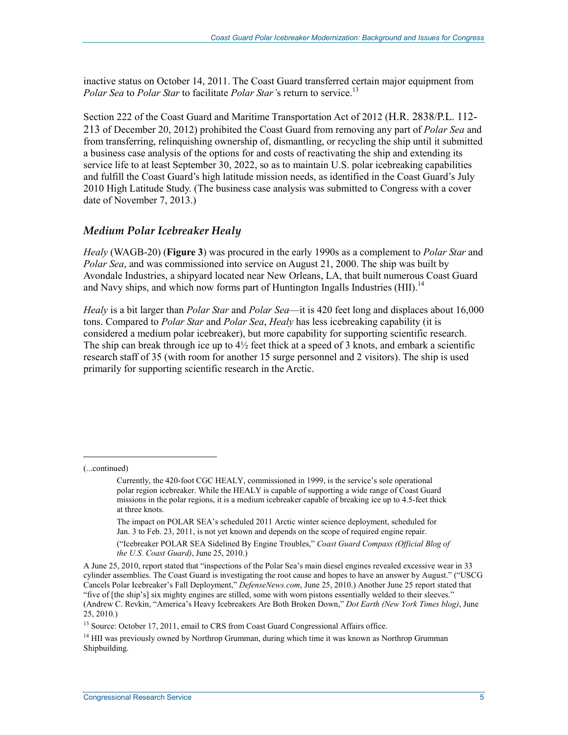inactive status on October 14, 2011. The Coast Guard transferred certain major equipment from *Polar Sea* to *Polar Star* to facilitate *Polar Star's* return to service.[13]

Section 222 of the Coast Guard and Maritime Transportation Act of 2012 (H.R. 2838/P.L. 112-213 of December 20, 2012) prohibited the Coast Guard from removing any part of *Polar Sea* and from transferring, relinquishing ownership of, dismantling, or recycling the ship until it submitted a business case analysis of the options for and costs of reactivating the ship and extending its service life to at least September 30, 2022, so as to maintain U.S. polar icebreaking capabilities and fulfill the Coast Guard's high latitude mission needs, as identified in the Coast Guard's July 2010 High Latitude Study. (The business case analysis was submitted to Congress with a cover date of November 7, 2013.)

### *Medium Polar Icebreaker Healy*

*Healy* (WAGB-20) (**Figure 3**) was procured in the early 1990s as a complement to *Polar Star* and *Polar Sea*, and was commissioned into service on August 21, 2000. The ship was built by Avondale Industries, a shipyard located near New Orleans, LA, that built numerous Coast Guard and Navy ships, and which now forms part of Huntington Ingalls Industries (HII).[14]

*Healy* is a bit larger than *Polar Star* and *Polar Sea*—it is 420 feet long and displaces about 16,000 tons. Compared to *Polar Star* and *Polar Sea*, *Healy* has less icebreaking capability (it is considered a medium polar icebreaker), but more capability for supporting scientific research. The ship can break through ice up to 4½ feet thick at a speed of 3 knots, and embark a scientific research staff of 35 (with room for another 15 surge personnel and 2 visitors). The ship is used primarily for supporting scientific research in the Arctic.

---

(...continued)

> Currently, the 420-foot CGC HEALY, commissioned in 1999, is the service's sole operational polar region icebreaker. While the HEALY is capable of supporting a wide range of Coast Guard missions in the polar regions, it is a medium icebreaker capable of breaking ice up to 4.5-feet thick at three knots.
>
> The impact on POLAR SEA's scheduled 2011 Arctic winter science deployment, scheduled for Jan. 3 to Feb. 23, 2011, is not yet known and depends on the scope of required engine repair.
>
> ("Icebreaker POLAR SEA Sidelined By Engine Troubles," *Coast Guard Compass (Official Blog of the U.S. Coast Guard)*, June 25, 2010.)

A June 25, 2010, report stated that "inspections of the Polar Sea's main diesel engines revealed excessive wear in 33 cylinder assemblies. The Coast Guard is investigating the root cause and hopes to have an answer by August." ("USCG Cancels Polar Icebreaker's Fall Deployment," *DefenseNews.com*, June 25, 2010.) Another June 25 report stated that "five of [the ship's] six mighty engines are stilled, some with worn pistons essentially welded to their sleeves." (Andrew C. Revkin, "America's Heavy Icebreakers Are Both Broken Down," *Dot Earth (New York Times blog)*, June 25, 2010.)

[13] Source: October 17, 2011, email to CRS from Coast Guard Congressional Affairs office.

[14] HII was previously owned by Northrop Grumman, during which time it was known as Northrop Grumman Shipbuilding.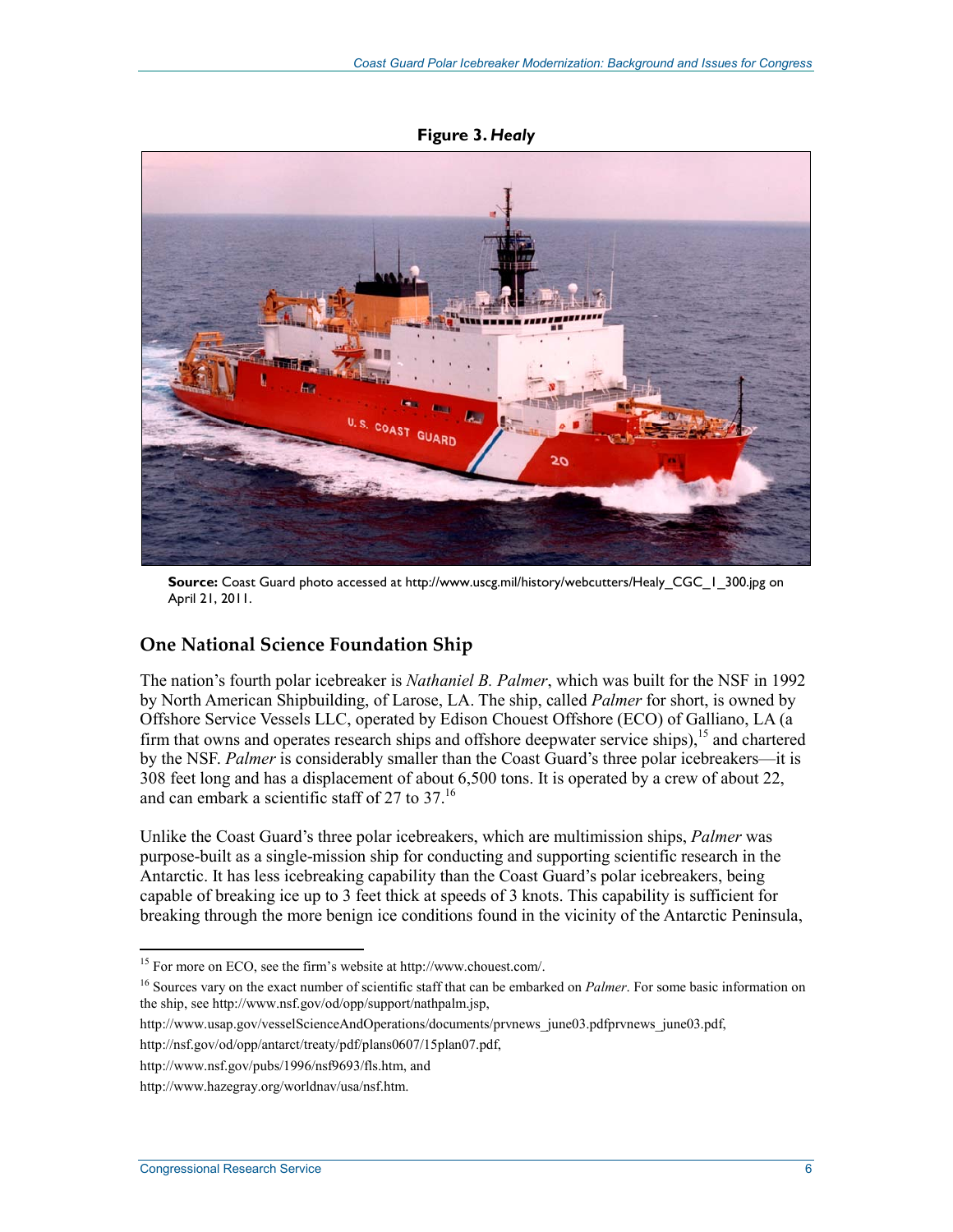**Figure 3. *Healy***

**Source:** Coast Guard photo accessed at http://www.uscg.mil/history/webcutters/Healy_CGC_1_300.jpg on April 21, 2011.

## One National Science Foundation Ship

The nation's fourth polar icebreaker is *Nathaniel B. Palmer*, which was built for the NSF in 1992 by North American Shipbuilding, of Larose, LA. The ship, called *Palmer* for short, is owned by Offshore Service Vessels LLC, operated by Edison Chouest Offshore (ECO) of Galliano, LA (a firm that owns and operates research ships and offshore deepwater service ships),[15] and chartered by the NSF. *Palmer* is considerably smaller than the Coast Guard's three polar icebreakers—it is 308 feet long and has a displacement of about 6,500 tons. It is operated by a crew of about 22, and can embark a scientific staff of 27 to 37.[16]

Unlike the Coast Guard's three polar icebreakers, which are multimission ships, *Palmer* was purpose-built as a single-mission ship for conducting and supporting scientific research in the Antarctic. It has less icebreaking capability than the Coast Guard's polar icebreakers, being capable of breaking ice up to 3 feet thick at speeds of 3 knots. This capability is sufficient for breaking through the more benign ice conditions found in the vicinity of the Antarctic Peninsula,

---

[15] For more on ECO, see the firm's website at http://www.chouest.com/.

[16] Sources vary on the exact number of scientific staff that can be embarked on *Palmer*. For some basic information on the ship, see http://www.nsf.gov/od/opp/support/nathpalm.jsp,

http://www.usap.gov/vesselScienceAndOperations/documents/prvnews_june03.pdfprvnews_june03.pdf,

http://nsf.gov/od/opp/antarct/treaty/pdf/plans0607/15plan07.pdf,

http://www.nsf.gov/pubs/1996/nsf9693/fls.htm, and

http://www.hazegray.org/worldnav/usa/nsf.htm.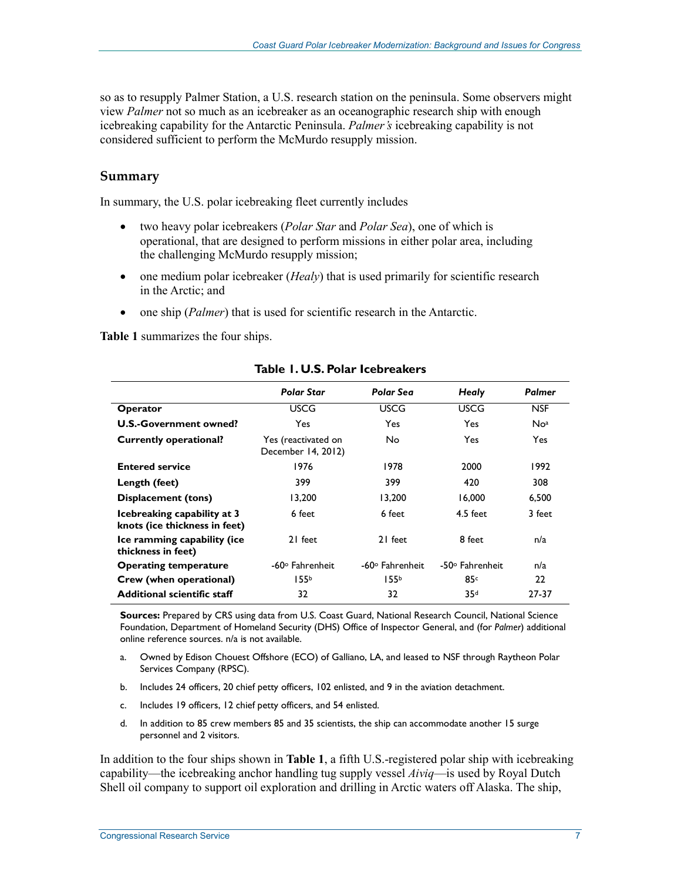so as to resupply Palmer Station, a U.S. research station on the peninsula. Some observers might view *Palmer* not so much as an icebreaker as an oceanographic research ship with enough icebreaking capability for the Antarctic Peninsula. *Palmer's* icebreaking capability is not considered sufficient to perform the McMurdo resupply mission.

## Summary

In summary, the U.S. polar icebreaking fleet currently includes

- two heavy polar icebreakers (*Polar Star* and *Polar Sea*), one of which is operational, that are designed to perform missions in either polar area, including the challenging McMurdo resupply mission;
- one medium polar icebreaker (*Healy*) that is used primarily for scientific research in the Arctic; and
- one ship (*Palmer*) that is used for scientific research in the Antarctic.

**Table 1** summarizes the four ships.

**Table 1. U.S. Polar Icebreakers**

| | *Polar Star* | *Polar Sea* | *Healy* | *Palmer* |
|---|---|---|---|---|
| **Operator** | USCG | USCG | USCG | NSF |
| **U.S.-Government owned?** | Yes | Yes | Yes | No[a] |
| **Currently operational?** | Yes (reactivated on December 14, 2012) | No | Yes | Yes |
| **Entered service** | 1976 | 1978 | 2000 | 1992 |
| **Length (feet)** | 399 | 399 | 420 | 308 |
| **Displacement (tons)** | 13,200 | 13,200 | 16,000 | 6,500 |
| **Icebreaking capability at 3 knots (ice thickness in feet)** | 6 feet | 6 feet | 4.5 feet | 3 feet |
| **Ice ramming capability (ice thickness in feet)** | 21 feet | 21 feet | 8 feet | n/a |
| **Operating temperature** | -60° Fahrenheit | -60° Fahrenheit | -50° Fahrenheit | n/a |
| **Crew (when operational)** | 155[b] | 155[b] | 85[c] | 22 |
| **Additional scientific staff** | 32 | 32 | 35[d] | 27-37 |

**Sources:** Prepared by CRS using data from U.S. Coast Guard, National Research Council, National Science Foundation, Department of Homeland Security (DHS) Office of Inspector General, and (for *Palmer*) additional online reference sources. n/a is not available.

a. Owned by Edison Chouest Offshore (ECO) of Galliano, LA, and leased to NSF through Raytheon Polar Services Company (RPSC).

b. Includes 24 officers, 20 chief petty officers, 102 enlisted, and 9 in the aviation detachment.

c. Includes 19 officers, 12 chief petty officers, and 54 enlisted.

d. In addition to 85 crew members 85 and 35 scientists, the ship can accommodate another 15 surge personnel and 2 visitors.

In addition to the four ships shown in **Table 1**, a fifth U.S.-registered polar ship with icebreaking capability—the icebreaking anchor handling tug supply vessel *Aiviq*—is used by Royal Dutch Shell oil company to support oil exploration and drilling in Arctic waters off Alaska. The ship,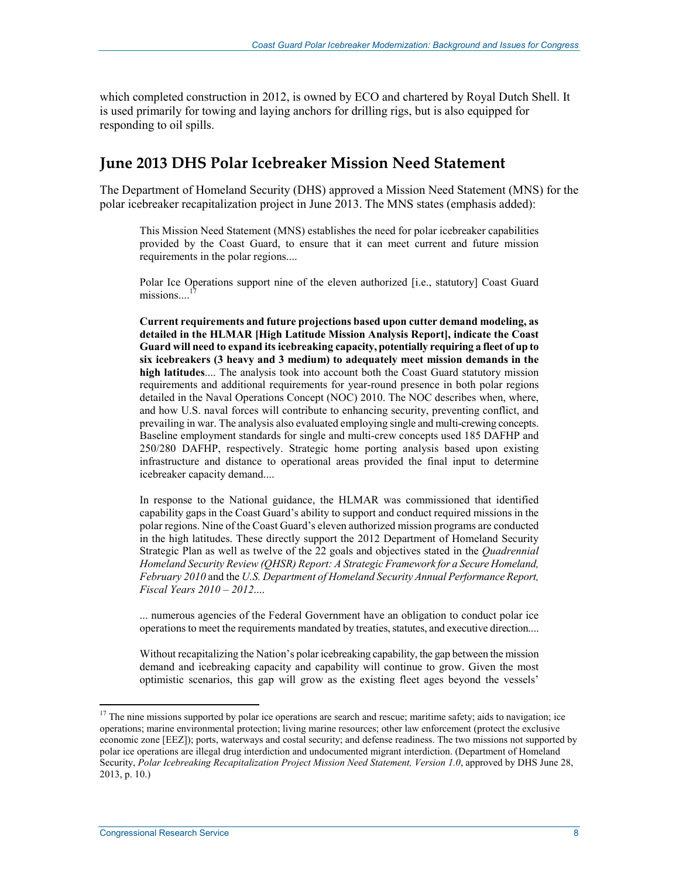which completed construction in 2012, is owned by ECO and chartered by Royal Dutch Shell. It is used primarily for towing and laying anchors for drilling rigs, but is also equipped for responding to oil spills.

## June 2013 DHS Polar Icebreaker Mission Need Statement

The Department of Homeland Security (DHS) approved a Mission Need Statement (MNS) for the polar icebreaker recapitalization project in June 2013. The MNS states (emphasis added):

> This Mission Need Statement (MNS) establishes the need for polar icebreaker capabilities provided by the Coast Guard, to ensure that it can meet current and future mission requirements in the polar regions....
>
> Polar Ice Operations support nine of the eleven authorized [i.e., statutory] Coast Guard missions....[17]
>
> **Current requirements and future projections based upon cutter demand modeling, as detailed in the HLMAR [High Latitude Mission Analysis Report], indicate the Coast Guard will need to expand its icebreaking capacity, potentially requiring a fleet of up to six icebreakers (3 heavy and 3 medium) to adequately meet mission demands in the high latitudes**.... The analysis took into account both the Coast Guard statutory mission requirements and additional requirements for year-round presence in both polar regions detailed in the Naval Operations Concept (NOC) 2010. The NOC describes when, where, and how U.S. naval forces will contribute to enhancing security, preventing conflict, and prevailing in war. The analysis also evaluated employing single and multi-crewing concepts. Baseline employment standards for single and multi-crew concepts used 185 DAFHP and 250/280 DAFHP, respectively. Strategic home porting analysis based upon existing infrastructure and distance to operational areas provided the final input to determine icebreaker capacity demand....
>
> In response to the National guidance, the HLMAR was commissioned that identified capability gaps in the Coast Guard's ability to support and conduct required missions in the polar regions. Nine of the Coast Guard's eleven authorized mission programs are conducted in the high latitudes. These directly support the 2012 Department of Homeland Security Strategic Plan as well as twelve of the 22 goals and objectives stated in the *Quadrennial Homeland Security Review (QHSR) Report: A Strategic Framework for a Secure Homeland, February 2010* and the *U.S. Department of Homeland Security Annual Performance Report, Fiscal Years 2010 – 2012*....
>
> ... numerous agencies of the Federal Government have an obligation to conduct polar ice operations to meet the requirements mandated by treaties, statutes, and executive direction....
>
> Without recapitalizing the Nation's polar icebreaking capability, the gap between the mission demand and icebreaking capacity and capability will continue to grow. Given the most optimistic scenarios, this gap will grow as the existing fleet ages beyond the vessels'

---

[17] The nine missions supported by polar ice operations are search and rescue; maritime safety; aids to navigation; ice operations; marine environmental protection; living marine resources; other law enforcement (protect the exclusive economic zone [EEZ]); ports, waterways and costal security; and defense readiness. The two missions not supported by polar ice operations are illegal drug interdiction and undocumented migrant interdiction. (Department of Homeland Security, *Polar Icebreaking Recapitalization Project Mission Need Statement, Version 1.0*, approved by DHS June 28, 2013, p. 10.)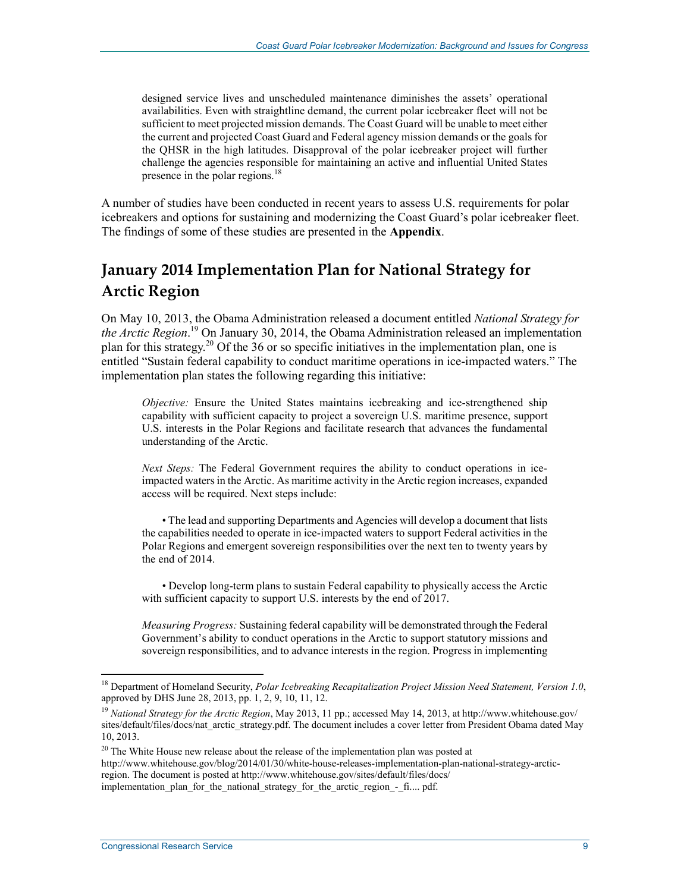> designed service lives and unscheduled maintenance diminishes the assets' operational availabilities. Even with straightline demand, the current polar icebreaker fleet will not be sufficient to meet projected mission demands. The Coast Guard will be unable to meet either the current and projected Coast Guard and Federal agency mission demands or the goals for the QHSR in the high latitudes. Disapproval of the polar icebreaker project will further challenge the agencies responsible for maintaining an active and influential United States presence in the polar regions.[18]

A number of studies have been conducted in recent years to assess U.S. requirements for polar icebreakers and options for sustaining and modernizing the Coast Guard's polar icebreaker fleet. The findings of some of these studies are presented in the **Appendix**.

## January 2014 Implementation Plan for National Strategy for Arctic Region

On May 10, 2013, the Obama Administration released a document entitled *National Strategy for the Arctic Region*.[19] On January 30, 2014, the Obama Administration released an implementation plan for this strategy.[20] Of the 36 or so specific initiatives in the implementation plan, one is entitled "Sustain federal capability to conduct maritime operations in ice-impacted waters." The implementation plan states the following regarding this initiative:

> *Objective:* Ensure the United States maintains icebreaking and ice-strengthened ship capability with sufficient capacity to project a sovereign U.S. maritime presence, support U.S. interests in the Polar Regions and facilitate research that advances the fundamental understanding of the Arctic.
>
> *Next Steps:* The Federal Government requires the ability to conduct operations in ice-impacted waters in the Arctic. As maritime activity in the Arctic region increases, expanded access will be required. Next steps include:
>
> • The lead and supporting Departments and Agencies will develop a document that lists the capabilities needed to operate in ice-impacted waters to support Federal activities in the Polar Regions and emergent sovereign responsibilities over the next ten to twenty years by the end of 2014.
>
> • Develop long-term plans to sustain Federal capability to physically access the Arctic with sufficient capacity to support U.S. interests by the end of 2017.
>
> *Measuring Progress:* Sustaining federal capability will be demonstrated through the Federal Government's ability to conduct operations in the Arctic to support statutory missions and sovereign responsibilities, and to advance interests in the region. Progress in implementing

---

[18] Department of Homeland Security, *Polar Icebreaking Recapitalization Project Mission Need Statement, Version 1.0*, approved by DHS June 28, 2013, pp. 1, 2, 9, 10, 11, 12.

[19] *National Strategy for the Arctic Region*, May 2013, 11 pp.; accessed May 14, 2013, at http://www.whitehouse.gov/sites/default/files/docs/nat_arctic_strategy.pdf. The document includes a cover letter from President Obama dated May 10, 2013.

[20] The White House new release about the release of the implementation plan was posted at http://www.whitehouse.gov/blog/2014/01/30/white-house-releases-implementation-plan-national-strategy-arctic-region. The document is posted at http://www.whitehouse.gov/sites/default/files/docs/implementation_plan_for_the_national_strategy_for_the_arctic_region_-_fi.... pdf.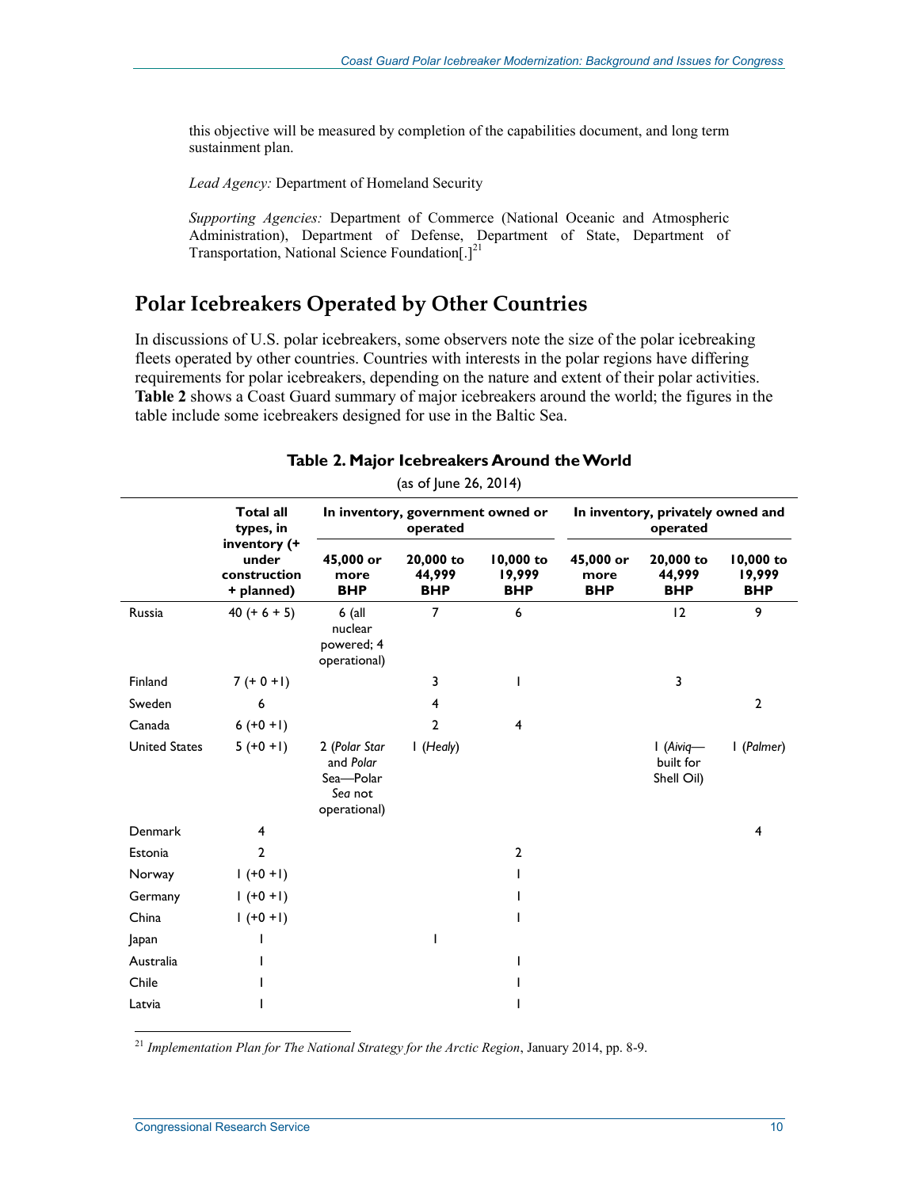this objective will be measured by completion of the capabilities document, and long term sustainment plan.

*Lead Agency:* Department of Homeland Security

*Supporting Agencies:* Department of Commerce (National Oceanic and Atmospheric Administration), Department of Defense, Department of State, Department of Transportation, National Science Foundation[.][21]

## Polar Icebreakers Operated by Other Countries

In discussions of U.S. polar icebreakers, some observers note the size of the polar icebreaking fleets operated by other countries. Countries with interests in the polar regions have differing requirements for polar icebreakers, depending on the nature and extent of their polar activities. **Table 2** shows a Coast Guard summary of major icebreakers around the world; the figures in the table include some icebreakers designed for use in the Baltic Sea.

**Table 2. Major Icebreakers Around the World**

(as of June 26, 2014)

| | Total all types, in inventory (+ under construction + planned) | In inventory, government owned or operated | | | In inventory, privately owned and operated | | |
|---|---|---|---|---|---|---|---|
| | | 45,000 or more BHP | 20,000 to 44,999 BHP | 10,000 to 19,999 BHP | 45,000 or more BHP | 20,000 to 44,999 BHP | 10,000 to 19,999 BHP |
| Russia | 40 (+ 6 + 5) | 6 (all nuclear powered; 4 operational) | 7 | 6 | | 12 | 9 |
| Finland | 7 (+ 0 +1) | | 3 | 1 | | 3 | |
| Sweden | 6 | | 4 | | | | 2 |
| Canada | 6 (+0 +1) | | 2 | 4 | | | |
| United States | 5 (+0 +1) | 2 (*Polar Star* and *Polar Sea*—*Polar Sea* not operational) | 1 (*Healy*) | | | 1 (*Aiviq*—built for Shell Oil) | 1 (*Palmer*) |
| Denmark | 4 | | | | | | 4 |
| Estonia | 2 | | | 2 | | | |
| Norway | 1 (+0 +1) | | | 1 | | | |
| Germany | 1 (+0 +1) | | | 1 | | | |
| China | 1 (+0 +1) | | | 1 | | | |
| Japan | 1 | | 1 | | | | |
| Australia | 1 | | | 1 | | | |
| Chile | 1 | | | 1 | | | |
| Latvia | 1 | | | 1 | | | |

[21] *Implementation Plan for The National Strategy for the Arctic Region*, January 2014, pp. 8-9.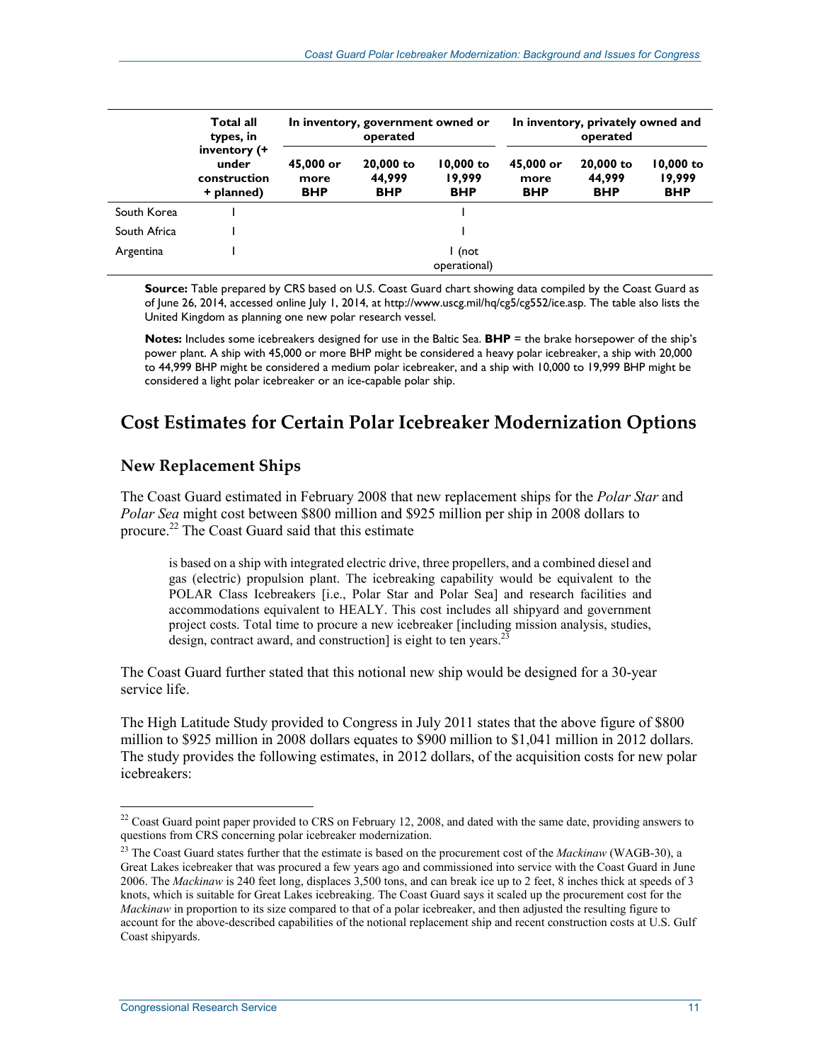| | Total all types, in inventory (+ under construction + planned) | In inventory, government owned or operated | | | In inventory, privately owned and operated | | |
|---|---|---|---|---|---|---|---|
| | | 45,000 or more BHP | 20,000 to 44,999 BHP | 10,000 to 19,999 BHP | 45,000 or more BHP | 20,000 to 44,999 BHP | 10,000 to 19,999 BHP |
| South Korea | 1 | | | 1 | | | |
| South Africa | 1 | | | 1 | | | |
| Argentina | 1 | | | 1 (not operational) | | | |

**Source:** Table prepared by CRS based on U.S. Coast Guard chart showing data compiled by the Coast Guard as of June 26, 2014, accessed online July 1, 2014, at http://www.uscg.mil/hq/cg5/cg552/ice.asp. The table also lists the United Kingdom as planning one new polar research vessel.

**Notes:** Includes some icebreakers designed for use in the Baltic Sea. **BHP** = the brake horsepower of the ship's power plant. A ship with 45,000 or more BHP might be considered a heavy polar icebreaker, a ship with 20,000 to 44,999 BHP might be considered a medium polar icebreaker, and a ship with 10,000 to 19,999 BHP might be considered a light polar icebreaker or an ice-capable polar ship.

## Cost Estimates for Certain Polar Icebreaker Modernization Options

### New Replacement Ships

The Coast Guard estimated in February 2008 that new replacement ships for the *Polar Star* and *Polar Sea* might cost between $800 million and $925 million per ship in 2008 dollars to procure.[22] The Coast Guard said that this estimate

> is based on a ship with integrated electric drive, three propellers, and a combined diesel and gas (electric) propulsion plant. The icebreaking capability would be equivalent to the POLAR Class Icebreakers [i.e., Polar Star and Polar Sea] and research facilities and accommodations equivalent to HEALY. This cost includes all shipyard and government project costs. Total time to procure a new icebreaker [including mission analysis, studies, design, contract award, and construction] is eight to ten years.[23]

The Coast Guard further stated that this notional new ship would be designed for a 30-year service life.

The High Latitude Study provided to Congress in July 2011 states that the above figure of $800 million to $925 million in 2008 dollars equates to $900 million to $1,041 million in 2012 dollars. The study provides the following estimates, in 2012 dollars, of the acquisition costs for new polar icebreakers:

[22] Coast Guard point paper provided to CRS on February 12, 2008, and dated with the same date, providing answers to questions from CRS concerning polar icebreaker modernization.

[23] The Coast Guard states further that the estimate is based on the procurement cost of the *Mackinaw* (WAGB-30), a Great Lakes icebreaker that was procured a few years ago and commissioned into service with the Coast Guard in June 2006. The *Mackinaw* is 240 feet long, displaces 3,500 tons, and can break ice up to 2 feet, 8 inches thick at speeds of 3 knots, which is suitable for Great Lakes icebreaking. The Coast Guard says it scaled up the procurement cost for the *Mackinaw* in proportion to its size compared to that of a polar icebreaker, and then adjusted the resulting figure to account for the above-described capabilities of the notional replacement ship and recent construction costs at U.S. Gulf Coast shipyards.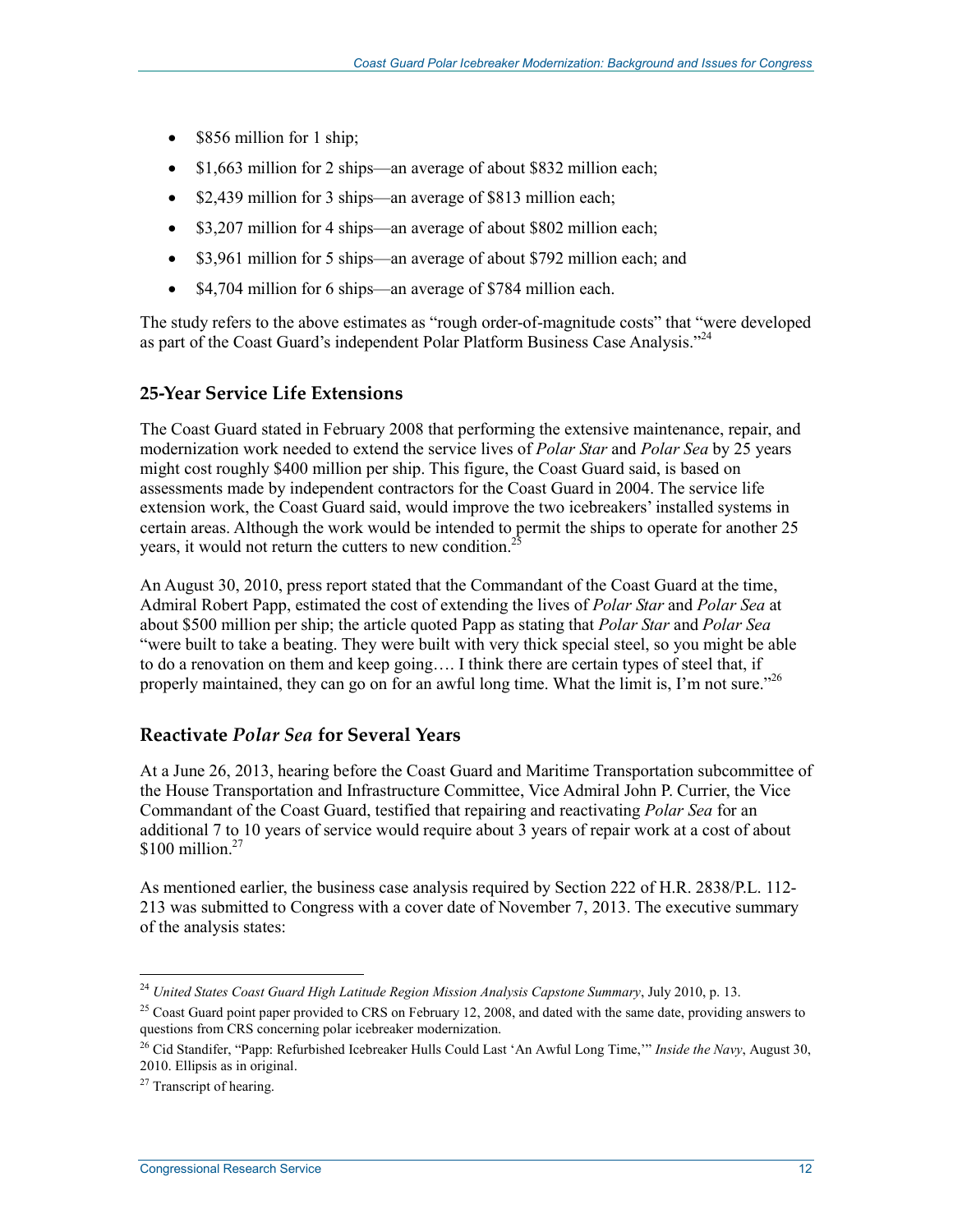- \$856 million for 1 ship;
- \$1,663 million for 2 ships—an average of about \$832 million each;
- \$2,439 million for 3 ships—an average of \$813 million each;
- \$3,207 million for 4 ships—an average of about \$802 million each;
- \$3,961 million for 5 ships—an average of about \$792 million each; and
- \$4,704 million for 6 ships—an average of \$784 million each.

The study refers to the above estimates as "rough order-of-magnitude costs" that "were developed as part of the Coast Guard's independent Polar Platform Business Case Analysis."[24]

### 25-Year Service Life Extensions

The Coast Guard stated in February 2008 that performing the extensive maintenance, repair, and modernization work needed to extend the service lives of *Polar Star* and *Polar Sea* by 25 years might cost roughly \$400 million per ship. This figure, the Coast Guard said, is based on assessments made by independent contractors for the Coast Guard in 2004. The service life extension work, the Coast Guard said, would improve the two icebreakers' installed systems in certain areas. Although the work would be intended to permit the ships to operate for another 25 years, it would not return the cutters to new condition.[25]

An August 30, 2010, press report stated that the Commandant of the Coast Guard at the time, Admiral Robert Papp, estimated the cost of extending the lives of *Polar Star* and *Polar Sea* at about \$500 million per ship; the article quoted Papp as stating that *Polar Star* and *Polar Sea* "were built to take a beating. They were built with very thick special steel, so you might be able to do a renovation on them and keep going…. I think there are certain types of steel that, if properly maintained, they can go on for an awful long time. What the limit is, I'm not sure."[26]

### Reactivate *Polar Sea* for Several Years

At a June 26, 2013, hearing before the Coast Guard and Maritime Transportation subcommittee of the House Transportation and Infrastructure Committee, Vice Admiral John P. Currier, the Vice Commandant of the Coast Guard, testified that repairing and reactivating *Polar Sea* for an additional 7 to 10 years of service would require about 3 years of repair work at a cost of about \$100 million.[27]

As mentioned earlier, the business case analysis required by Section 222 of H.R. 2838/P.L. 112-213 was submitted to Congress with a cover date of November 7, 2013. The executive summary of the analysis states:

---

[24] *United States Coast Guard High Latitude Region Mission Analysis Capstone Summary*, July 2010, p. 13.

[25] Coast Guard point paper provided to CRS on February 12, 2008, and dated with the same date, providing answers to questions from CRS concerning polar icebreaker modernization.

[26] Cid Standifer, "Papp: Refurbished Icebreaker Hulls Could Last 'An Awful Long Time,'" *Inside the Navy*, August 30, 2010. Ellipsis as in original.

[27] Transcript of hearing.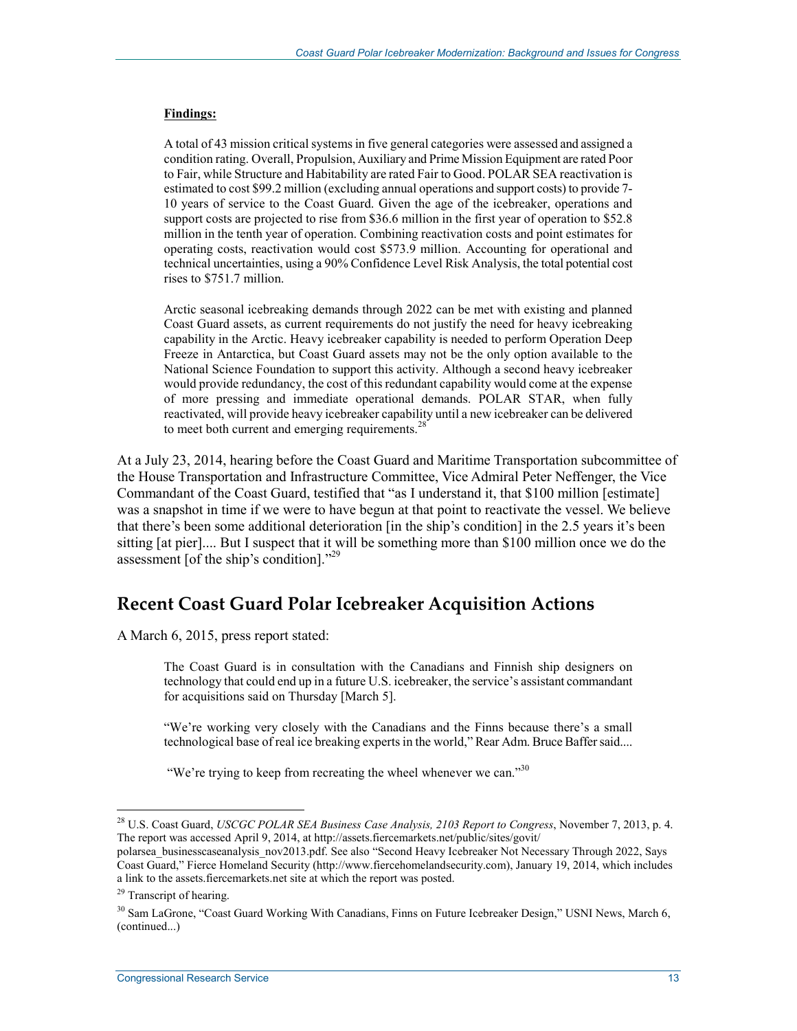**Findings:**

> A total of 43 mission critical systems in five general categories were assessed and assigned a condition rating. Overall, Propulsion, Auxiliary and Prime Mission Equipment are rated Poor to Fair, while Structure and Habitability are rated Fair to Good. POLAR SEA reactivation is estimated to cost $99.2 million (excluding annual operations and support costs) to provide 7-10 years of service to the Coast Guard. Given the age of the icebreaker, operations and support costs are projected to rise from $36.6 million in the first year of operation to $52.8 million in the tenth year of operation. Combining reactivation costs and point estimates for operating costs, reactivation would cost $573.9 million. Accounting for operational and technical uncertainties, using a 90% Confidence Level Risk Analysis, the total potential cost rises to $751.7 million.
>
> Arctic seasonal icebreaking demands through 2022 can be met with existing and planned Coast Guard assets, as current requirements do not justify the need for heavy icebreaking capability in the Arctic. Heavy icebreaker capability is needed to perform Operation Deep Freeze in Antarctica, but Coast Guard assets may not be the only option available to the National Science Foundation to support this activity. Although a second heavy icebreaker would provide redundancy, the cost of this redundant capability would come at the expense of more pressing and immediate operational demands. POLAR STAR, when fully reactivated, will provide heavy icebreaker capability until a new icebreaker can be delivered to meet both current and emerging requirements.[28]

At a July 23, 2014, hearing before the Coast Guard and Maritime Transportation subcommittee of the House Transportation and Infrastructure Committee, Vice Admiral Peter Neffenger, the Vice Commandant of the Coast Guard, testified that "as I understand it, that $100 million [estimate] was a snapshot in time if we were to have begun at that point to reactivate the vessel. We believe that there's been some additional deterioration [in the ship's condition] in the 2.5 years it's been sitting [at pier].... But I suspect that it will be something more than $100 million once we do the assessment [of the ship's condition]."[29]

## Recent Coast Guard Polar Icebreaker Acquisition Actions

A March 6, 2015, press report stated:

> The Coast Guard is in consultation with the Canadians and Finnish ship designers on technology that could end up in a future U.S. icebreaker, the service's assistant commandant for acquisitions said on Thursday [March 5].
>
> "We're working very closely with the Canadians and the Finns because there's a small technological base of real ice breaking experts in the world," Rear Adm. Bruce Baffer said....
>
> "We're trying to keep from recreating the wheel whenever we can."[30]

---

[28] U.S. Coast Guard, *USCGC POLAR SEA Business Case Analysis, 2103 Report to Congress*, November 7, 2013, p. 4. The report was accessed April 9, 2014, at http://assets.fiercemarkets.net/public/sites/govit/polarsea_businesscaseanalysis_nov2013.pdf. See also "Second Heavy Icebreaker Not Necessary Through 2022, Says Coast Guard," Fierce Homeland Security (http://www.fiercehomelandsecurity.com), January 19, 2014, which includes a link to the assets.fiercemarkets.net site at which the report was posted.

[29] Transcript of hearing.

[30] Sam LaGrone, "Coast Guard Working With Canadians, Finns on Future Icebreaker Design," USNI News, March 6, (continued...)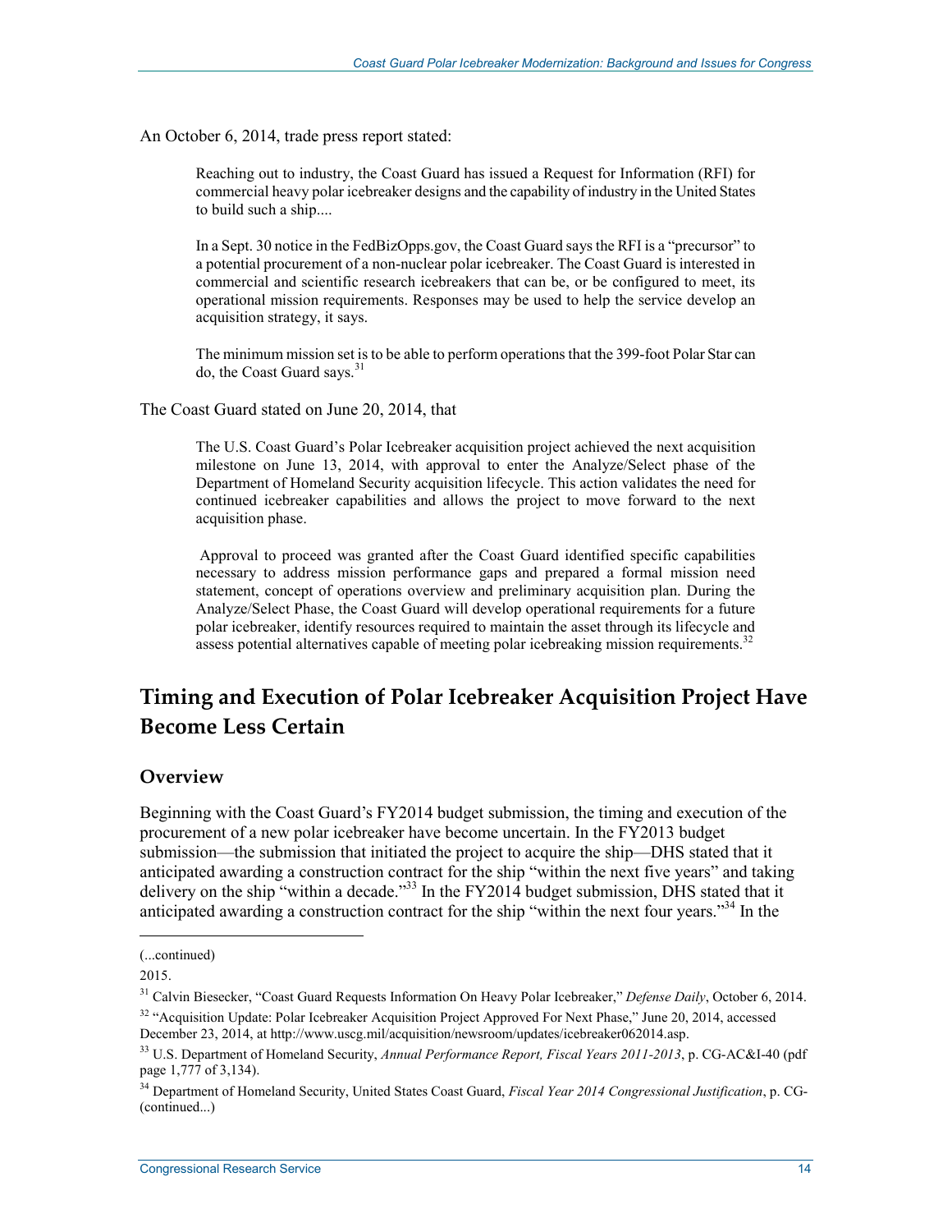An October 6, 2014, trade press report stated:

> Reaching out to industry, the Coast Guard has issued a Request for Information (RFI) for commercial heavy polar icebreaker designs and the capability of industry in the United States to build such a ship....
>
> In a Sept. 30 notice in the FedBizOpps.gov, the Coast Guard says the RFI is a "precursor" to a potential procurement of a non-nuclear polar icebreaker. The Coast Guard is interested in commercial and scientific research icebreakers that can be, or be configured to meet, its operational mission requirements. Responses may be used to help the service develop an acquisition strategy, it says.
>
> The minimum mission set is to be able to perform operations that the 399-foot Polar Star can do, the Coast Guard says.[31]

The Coast Guard stated on June 20, 2014, that

> The U.S. Coast Guard's Polar Icebreaker acquisition project achieved the next acquisition milestone on June 13, 2014, with approval to enter the Analyze/Select phase of the Department of Homeland Security acquisition lifecycle. This action validates the need for continued icebreaker capabilities and allows the project to move forward to the next acquisition phase.
>
> Approval to proceed was granted after the Coast Guard identified specific capabilities necessary to address mission performance gaps and prepared a formal mission need statement, concept of operations overview and preliminary acquisition plan. During the Analyze/Select Phase, the Coast Guard will develop operational requirements for a future polar icebreaker, identify resources required to maintain the asset through its lifecycle and assess potential alternatives capable of meeting polar icebreaking mission requirements.[32]

## Timing and Execution of Polar Icebreaker Acquisition Project Have Become Less Certain

### Overview

Beginning with the Coast Guard's FY2014 budget submission, the timing and execution of the procurement of a new polar icebreaker have become uncertain. In the FY2013 budget submission—the submission that initiated the project to acquire the ship—DHS stated that it anticipated awarding a construction contract for the ship "within the next five years" and taking delivery on the ship "within a decade."[33] In the FY2014 budget submission, DHS stated that it anticipated awarding a construction contract for the ship "within the next four years."[34] In the

---

(...continued)

2015.

[31] Calvin Biesecker, "Coast Guard Requests Information On Heavy Polar Icebreaker," *Defense Daily*, October 6, 2014.

[32] "Acquisition Update: Polar Icebreaker Acquisition Project Approved For Next Phase," June 20, 2014, accessed December 23, 2014, at http://www.uscg.mil/acquisition/newsroom/updates/icebreaker062014.asp.

[33] U.S. Department of Homeland Security, *Annual Performance Report, Fiscal Years 2011-2013*, p. CG-AC&I-40 (pdf page 1,777 of 3,134).

[34] Department of Homeland Security, United States Coast Guard, *Fiscal Year 2014 Congressional Justification*, p. CG-(continued...)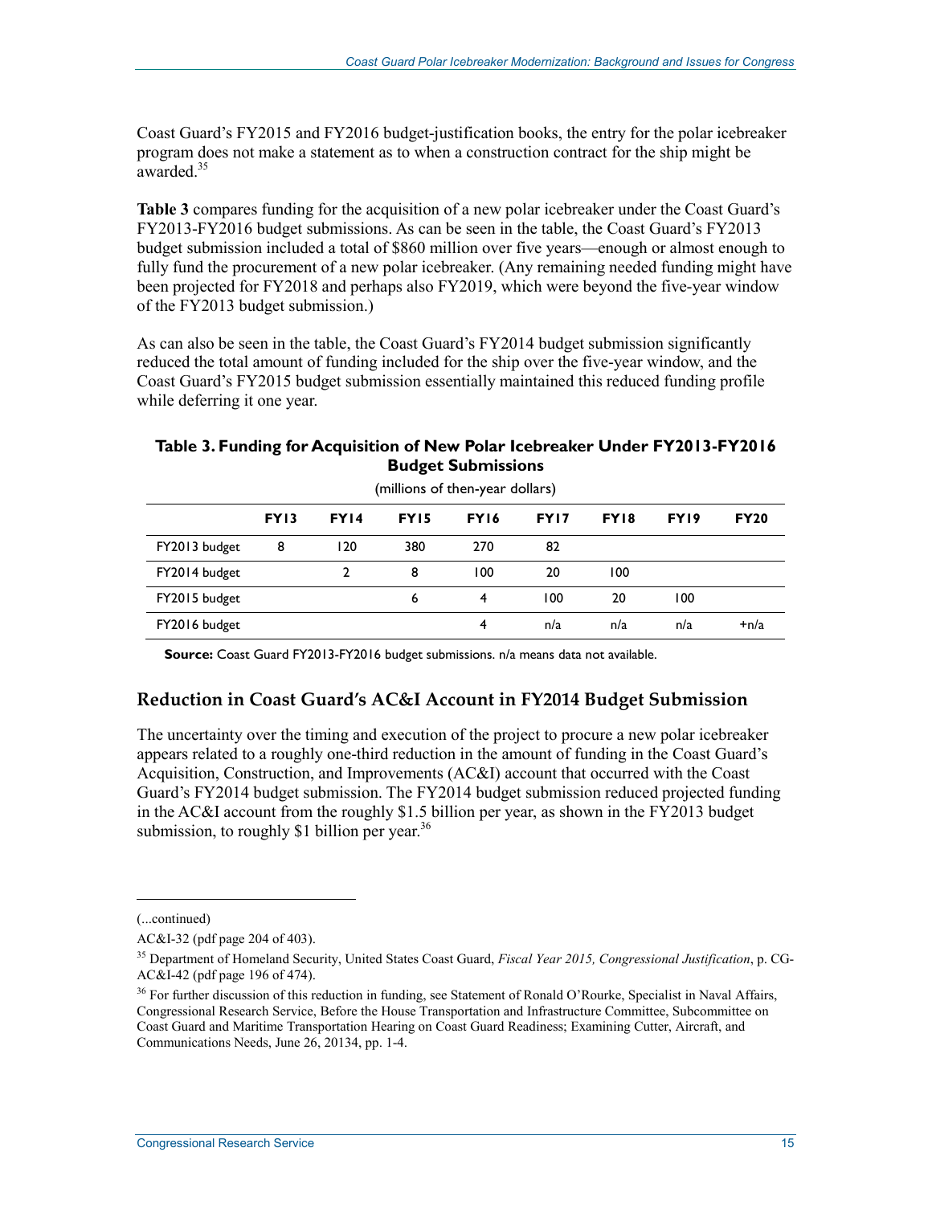Coast Guard's FY2015 and FY2016 budget-justification books, the entry for the polar icebreaker program does not make a statement as to when a construction contract for the ship might be awarded.[35]

**Table 3** compares funding for the acquisition of a new polar icebreaker under the Coast Guard's FY2013-FY2016 budget submissions. As can be seen in the table, the Coast Guard's FY2013 budget submission included a total of $860 million over five years—enough or almost enough to fully fund the procurement of a new polar icebreaker. (Any remaining needed funding might have been projected for FY2018 and perhaps also FY2019, which were beyond the five-year window of the FY2013 budget submission.)

As can also be seen in the table, the Coast Guard's FY2014 budget submission significantly reduced the total amount of funding included for the ship over the five-year window, and the Coast Guard's FY2015 budget submission essentially maintained this reduced funding profile while deferring it one year.

**Table 3. Funding for Acquisition of New Polar Icebreaker Under FY2013-FY2016 Budget Submissions**

(millions of then-year dollars)

| | FY13 | FY14 | FY15 | FY16 | FY17 | FY18 | FY19 | FY20 |
|---|---|---|---|---|---|---|---|---|
| FY2013 budget | 8 | 120 | 380 | 270 | 82 | | | |
| FY2014 budget | | 2 | 8 | 100 | 20 | 100 | | |
| FY2015 budget | | | 6 | 4 | 100 | 20 | 100 | |
| FY2016 budget | | | | 4 | n/a | n/a | n/a | +n/a |

**Source:** Coast Guard FY2013-FY2016 budget submissions. n/a means data not available.

## Reduction in Coast Guard's AC&I Account in FY2014 Budget Submission

The uncertainty over the timing and execution of the project to procure a new polar icebreaker appears related to a roughly one-third reduction in the amount of funding in the Coast Guard's Acquisition, Construction, and Improvements (AC&I) account that occurred with the Coast Guard's FY2014 budget submission. The FY2014 budget submission reduced projected funding in the AC&I account from the roughly $1.5 billion per year, as shown in the FY2013 budget submission, to roughly $1 billion per year.[36]

(...continued)

AC&I-32 (pdf page 204 of 403).

[35] Department of Homeland Security, United States Coast Guard, *Fiscal Year 2015, Congressional Justification*, p. CG-AC&I-42 (pdf page 196 of 474).

[36] For further discussion of this reduction in funding, see Statement of Ronald O'Rourke, Specialist in Naval Affairs, Congressional Research Service, Before the House Transportation and Infrastructure Committee, Subcommittee on Coast Guard and Maritime Transportation Hearing on Coast Guard Readiness; Examining Cutter, Aircraft, and Communications Needs, June 26, 20134, pp. 1-4.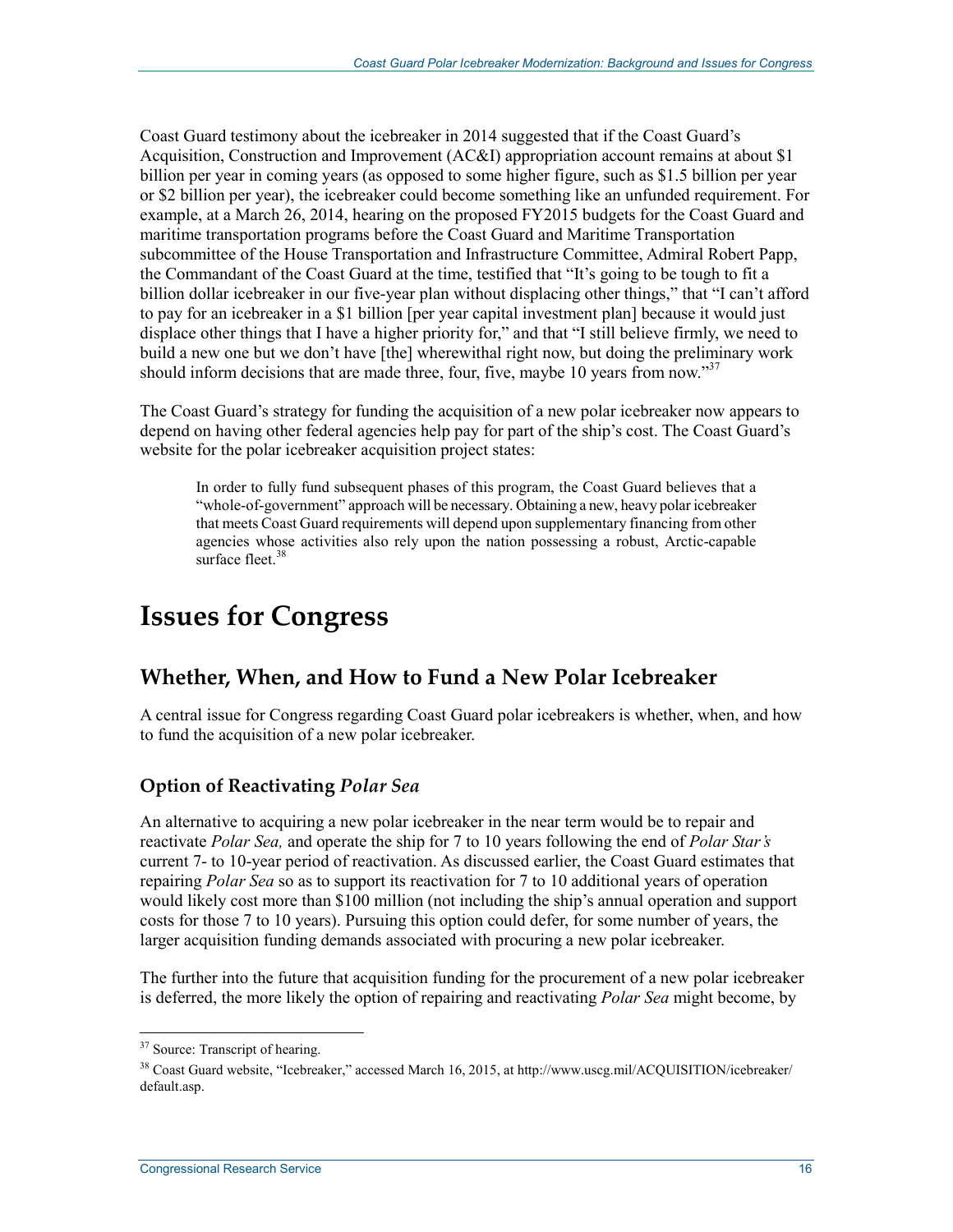Coast Guard testimony about the icebreaker in 2014 suggested that if the Coast Guard's Acquisition, Construction and Improvement (AC&I) appropriation account remains at about $1 billion per year in coming years (as opposed to some higher figure, such as $1.5 billion per year or $2 billion per year), the icebreaker could become something like an unfunded requirement. For example, at a March 26, 2014, hearing on the proposed FY2015 budgets for the Coast Guard and maritime transportation programs before the Coast Guard and Maritime Transportation subcommittee of the House Transportation and Infrastructure Committee, Admiral Robert Papp, the Commandant of the Coast Guard at the time, testified that "It's going to be tough to fit a billion dollar icebreaker in our five-year plan without displacing other things," that "I can't afford to pay for an icebreaker in a $1 billion [per year capital investment plan] because it would just displace other things that I have a higher priority for," and that "I still believe firmly, we need to build a new one but we don't have [the] wherewithal right now, but doing the preliminary work should inform decisions that are made three, four, five, maybe 10 years from now."[37]

The Coast Guard's strategy for funding the acquisition of a new polar icebreaker now appears to depend on having other federal agencies help pay for part of the ship's cost. The Coast Guard's website for the polar icebreaker acquisition project states:

> In order to fully fund subsequent phases of this program, the Coast Guard believes that a "whole-of-government" approach will be necessary. Obtaining a new, heavy polar icebreaker that meets Coast Guard requirements will depend upon supplementary financing from other agencies whose activities also rely upon the nation possessing a robust, Arctic-capable surface fleet.[38]

# Issues for Congress

## Whether, When, and How to Fund a New Polar Icebreaker

A central issue for Congress regarding Coast Guard polar icebreakers is whether, when, and how to fund the acquisition of a new polar icebreaker.

### Option of Reactivating *Polar Sea*

An alternative to acquiring a new polar icebreaker in the near term would be to repair and reactivate *Polar Sea,* and operate the ship for 7 to 10 years following the end of *Polar Star's* current 7- to 10-year period of reactivation. As discussed earlier, the Coast Guard estimates that repairing *Polar Sea* so as to support its reactivation for 7 to 10 additional years of operation would likely cost more than $100 million (not including the ship's annual operation and support costs for those 7 to 10 years). Pursuing this option could defer, for some number of years, the larger acquisition funding demands associated with procuring a new polar icebreaker.

The further into the future that acquisition funding for the procurement of a new polar icebreaker is deferred, the more likely the option of repairing and reactivating *Polar Sea* might become, by

---

[37] Source: Transcript of hearing.

[38] Coast Guard website, "Icebreaker," accessed March 16, 2015, at http://www.uscg.mil/ACQUISITION/icebreaker/default.asp.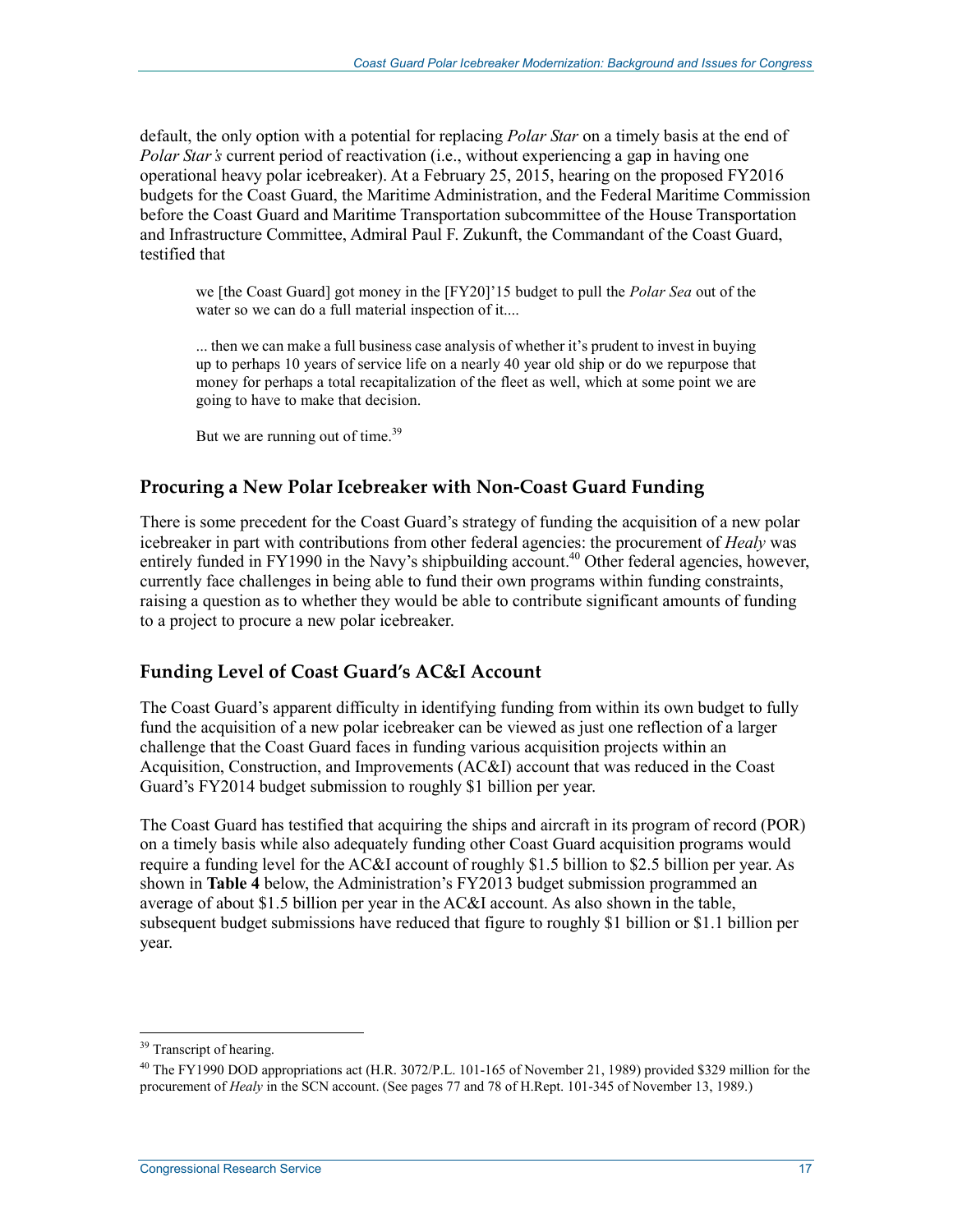default, the only option with a potential for replacing *Polar Star* on a timely basis at the end of *Polar Star's* current period of reactivation (i.e., without experiencing a gap in having one operational heavy polar icebreaker). At a February 25, 2015, hearing on the proposed FY2016 budgets for the Coast Guard, the Maritime Administration, and the Federal Maritime Commission before the Coast Guard and Maritime Transportation subcommittee of the House Transportation and Infrastructure Committee, Admiral Paul F. Zukunft, the Commandant of the Coast Guard, testified that

> we [the Coast Guard] got money in the [FY20]'15 budget to pull the *Polar Sea* out of the water so we can do a full material inspection of it....
>
> ... then we can make a full business case analysis of whether it's prudent to invest in buying up to perhaps 10 years of service life on a nearly 40 year old ship or do we repurpose that money for perhaps a total recapitalization of the fleet as well, which at some point we are going to have to make that decision.
>
> But we are running out of time.[39]

### Procuring a New Polar Icebreaker with Non-Coast Guard Funding

There is some precedent for the Coast Guard's strategy of funding the acquisition of a new polar icebreaker in part with contributions from other federal agencies: the procurement of *Healy* was entirely funded in FY1990 in the Navy's shipbuilding account.[40] Other federal agencies, however, currently face challenges in being able to fund their own programs within funding constraints, raising a question as to whether they would be able to contribute significant amounts of funding to a project to procure a new polar icebreaker.

### Funding Level of Coast Guard's AC&I Account

The Coast Guard's apparent difficulty in identifying funding from within its own budget to fully fund the acquisition of a new polar icebreaker can be viewed as just one reflection of a larger challenge that the Coast Guard faces in funding various acquisition projects within an Acquisition, Construction, and Improvements (AC&I) account that was reduced in the Coast Guard's FY2014 budget submission to roughly $1 billion per year.

The Coast Guard has testified that acquiring the ships and aircraft in its program of record (POR) on a timely basis while also adequately funding other Coast Guard acquisition programs would require a funding level for the AC&I account of roughly $1.5 billion to $2.5 billion per year. As shown in **Table 4** below, the Administration's FY2013 budget submission programmed an average of about $1.5 billion per year in the AC&I account. As also shown in the table, subsequent budget submissions have reduced that figure to roughly $1 billion or $1.1 billion per year.

---

[39] Transcript of hearing.

[40] The FY1990 DOD appropriations act (H.R. 3072/P.L. 101-165 of November 21, 1989) provided $329 million for the procurement of *Healy* in the SCN account. (See pages 77 and 78 of H.Rept. 101-345 of November 13, 1989.)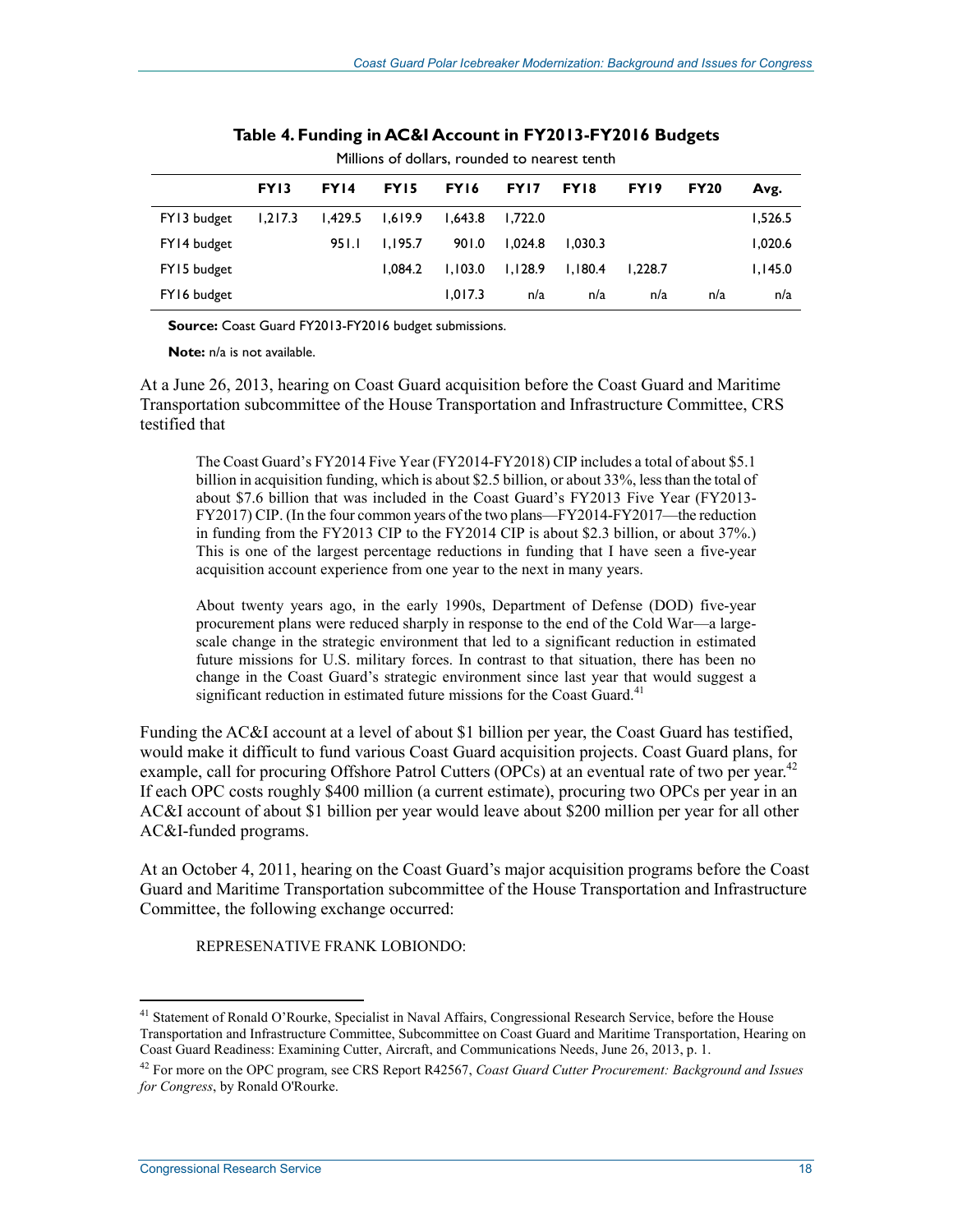**Table 4. Funding in AC&I Account in FY2013-FY2016 Budgets**

Millions of dollars, rounded to nearest tenth

| | FY13 | FY14 | FY15 | FY16 | FY17 | FY18 | FY19 | FY20 | Avg. |
|---|---|---|---|---|---|---|---|---|---|
| FY13 budget | 1,217.3 | 1,429.5 | 1,619.9 | 1,643.8 | 1,722.0 | | | | 1,526.5 |
| FY14 budget | | 951.1 | 1,195.7 | 901.0 | 1,024.8 | 1,030.3 | | | 1,020.6 |
| FY15 budget | | | 1,084.2 | 1,103.0 | 1,128.9 | 1,180.4 | 1,228.7 | | 1,145.0 |
| FY16 budget | | | | 1,017.3 | n/a | n/a | n/a | n/a | n/a |

**Source:** Coast Guard FY2013-FY2016 budget submissions.

**Note:** n/a is not available.

At a June 26, 2013, hearing on Coast Guard acquisition before the Coast Guard and Maritime Transportation subcommittee of the House Transportation and Infrastructure Committee, CRS testified that

> The Coast Guard's FY2014 Five Year (FY2014-FY2018) CIP includes a total of about $5.1 billion in acquisition funding, which is about $2.5 billion, or about 33%, less than the total of about $7.6 billion that was included in the Coast Guard's FY2013 Five Year (FY2013-FY2017) CIP. (In the four common years of the two plans—FY2014-FY2017—the reduction in funding from the FY2013 CIP to the FY2014 CIP is about $2.3 billion, or about 37%.) This is one of the largest percentage reductions in funding that I have seen a five-year acquisition account experience from one year to the next in many years.
>
> About twenty years ago, in the early 1990s, Department of Defense (DOD) five-year procurement plans were reduced sharply in response to the end of the Cold War—a large-scale change in the strategic environment that led to a significant reduction in estimated future missions for U.S. military forces. In contrast to that situation, there has been no change in the Coast Guard's strategic environment since last year that would suggest a significant reduction in estimated future missions for the Coast Guard.[41]

Funding the AC&I account at a level of about $1 billion per year, the Coast Guard has testified, would make it difficult to fund various Coast Guard acquisition projects. Coast Guard plans, for example, call for procuring Offshore Patrol Cutters (OPCs) at an eventual rate of two per year.[42] If each OPC costs roughly $400 million (a current estimate), procuring two OPCs per year in an AC&I account of about $1 billion per year would leave about $200 million per year for all other AC&I-funded programs.

At an October 4, 2011, hearing on the Coast Guard's major acquisition programs before the Coast Guard and Maritime Transportation subcommittee of the House Transportation and Infrastructure Committee, the following exchange occurred:

> REPRESENATIVE FRANK LOBIONDO:

---

[41] Statement of Ronald O'Rourke, Specialist in Naval Affairs, Congressional Research Service, before the House Transportation and Infrastructure Committee, Subcommittee on Coast Guard and Maritime Transportation, Hearing on Coast Guard Readiness: Examining Cutter, Aircraft, and Communications Needs, June 26, 2013, p. 1.

[42] For more on the OPC program, see CRS Report R42567, *Coast Guard Cutter Procurement: Background and Issues for Congress*, by Ronald O'Rourke.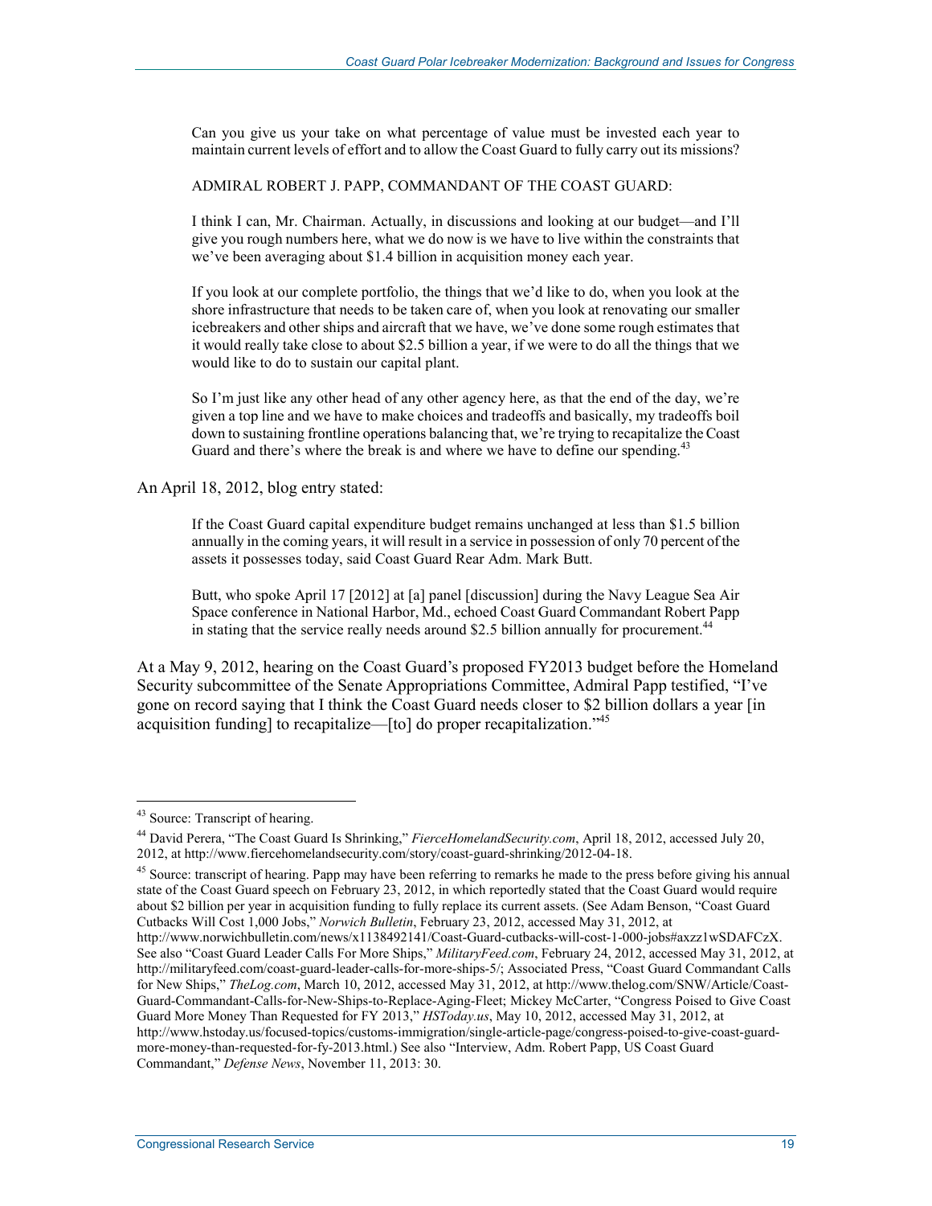> Can you give us your take on what percentage of value must be invested each year to maintain current levels of effort and to allow the Coast Guard to fully carry out its missions?
>
> ADMIRAL ROBERT J. PAPP, COMMANDANT OF THE COAST GUARD:
>
> I think I can, Mr. Chairman. Actually, in discussions and looking at our budget—and I'll give you rough numbers here, what we do now is we have to live within the constraints that we've been averaging about $1.4 billion in acquisition money each year.
>
> If you look at our complete portfolio, the things that we'd like to do, when you look at the shore infrastructure that needs to be taken care of, when you look at renovating our smaller icebreakers and other ships and aircraft that we have, we've done some rough estimates that it would really take close to about $2.5 billion a year, if we were to do all the things that we would like to do to sustain our capital plant.
>
> So I'm just like any other head of any other agency here, as that the end of the day, we're given a top line and we have to make choices and tradeoffs and basically, my tradeoffs boil down to sustaining frontline operations balancing that, we're trying to recapitalize the Coast Guard and there's where the break is and where we have to define our spending.[43]

An April 18, 2012, blog entry stated:

> If the Coast Guard capital expenditure budget remains unchanged at less than $1.5 billion annually in the coming years, it will result in a service in possession of only 70 percent of the assets it possesses today, said Coast Guard Rear Adm. Mark Butt.
>
> Butt, who spoke April 17 [2012] at [a] panel [discussion] during the Navy League Sea Air Space conference in National Harbor, Md., echoed Coast Guard Commandant Robert Papp in stating that the service really needs around $2.5 billion annually for procurement.[44]

At a May 9, 2012, hearing on the Coast Guard's proposed FY2013 budget before the Homeland Security subcommittee of the Senate Appropriations Committee, Admiral Papp testified, "I've gone on record saying that I think the Coast Guard needs closer to $2 billion dollars a year [in acquisition funding] to recapitalize—[to] do proper recapitalization."[45]

---

[43] Source: Transcript of hearing.

[44] David Perera, "The Coast Guard Is Shrinking," *FierceHomelandSecurity.com*, April 18, 2012, accessed July 20, 2012, at http://www.fiercehomelandsecurity.com/story/coast-guard-shrinking/2012-04-18.

[45] Source: transcript of hearing. Papp may have been referring to remarks he made to the press before giving his annual state of the Coast Guard speech on February 23, 2012, in which reportedly stated that the Coast Guard would require about $2 billion per year in acquisition funding to fully replace its current assets. (See Adam Benson, "Coast Guard Cutbacks Will Cost 1,000 Jobs," *Norwich Bulletin*, February 23, 2012, accessed May 31, 2012, at http://www.norwichbulletin.com/news/x1138492141/Coast-Guard-cutbacks-will-cost-1-000-jobs#axzz1wSDAFCzX. See also "Coast Guard Leader Calls For More Ships," *MilitaryFeed.com*, February 24, 2012, accessed May 31, 2012, at http://militaryfeed.com/coast-guard-leader-calls-for-more-ships-5/; Associated Press, "Coast Guard Commandant Calls for New Ships," *TheLog.com*, March 10, 2012, accessed May 31, 2012, at http://www.thelog.com/SNW/Article/Coast-Guard-Commandant-Calls-for-New-Ships-to-Replace-Aging-Fleet; Mickey McCarter, "Congress Poised to Give Coast Guard More Money Than Requested for FY 2013," *HSToday.us*, May 10, 2012, accessed May 31, 2012, at http://www.hstoday.us/focused-topics/customs-immigration/single-article-page/congress-poised-to-give-coast-guard-more-money-than-requested-for-fy-2013.html.) See also "Interview, Adm. Robert Papp, US Coast Guard Commandant," *Defense News*, November 11, 2013: 30.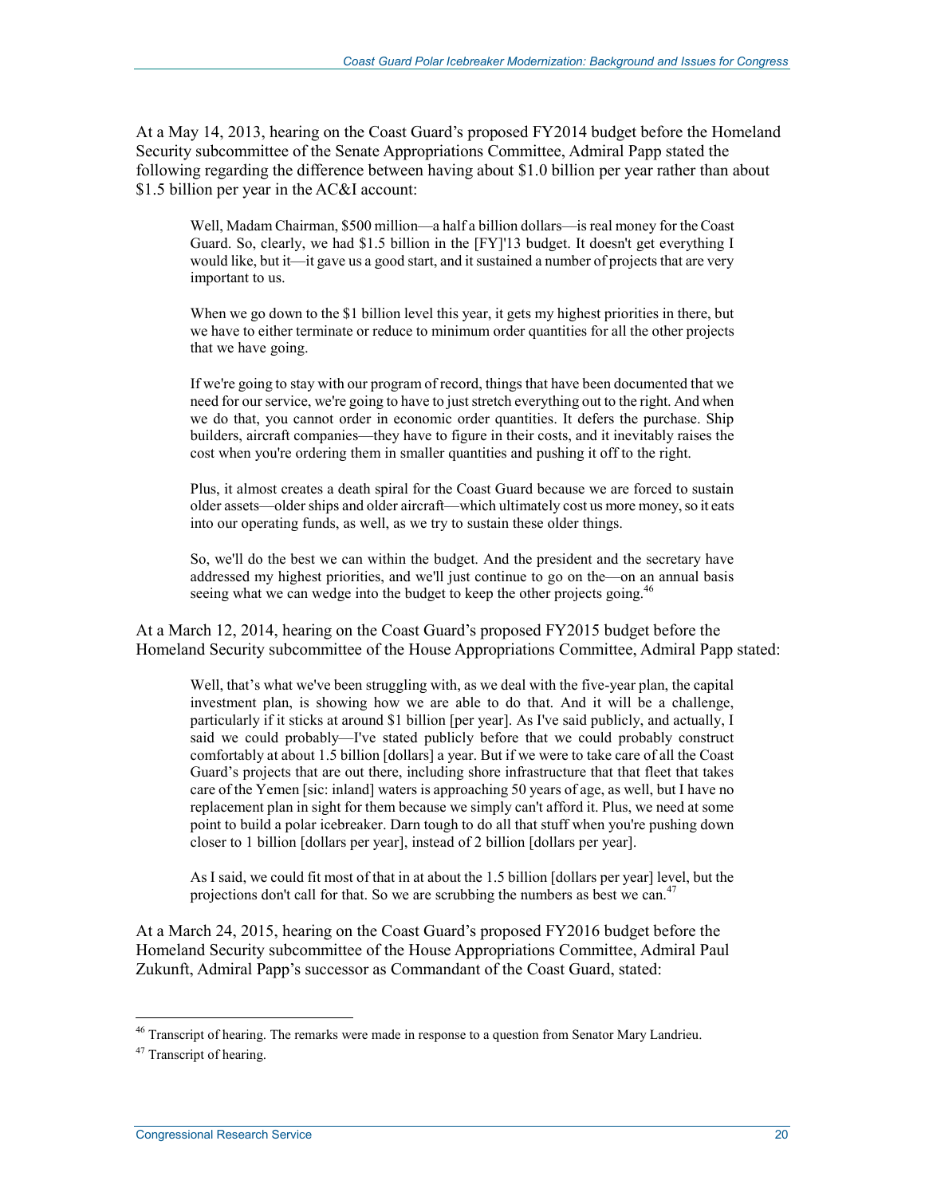At a May 14, 2013, hearing on the Coast Guard's proposed FY2014 budget before the Homeland Security subcommittee of the Senate Appropriations Committee, Admiral Papp stated the following regarding the difference between having about $1.0 billion per year rather than about $1.5 billion per year in the AC&I account:

> Well, Madam Chairman, $500 million—a half a billion dollars—is real money for the Coast Guard. So, clearly, we had $1.5 billion in the [FY]'13 budget. It doesn't get everything I would like, but it—it gave us a good start, and it sustained a number of projects that are very important to us.
>
> When we go down to the $1 billion level this year, it gets my highest priorities in there, but we have to either terminate or reduce to minimum order quantities for all the other projects that we have going.
>
> If we're going to stay with our program of record, things that have been documented that we need for our service, we're going to have to just stretch everything out to the right. And when we do that, you cannot order in economic order quantities. It defers the purchase. Ship builders, aircraft companies—they have to figure in their costs, and it inevitably raises the cost when you're ordering them in smaller quantities and pushing it off to the right.
>
> Plus, it almost creates a death spiral for the Coast Guard because we are forced to sustain older assets—older ships and older aircraft—which ultimately cost us more money, so it eats into our operating funds, as well, as we try to sustain these older things.
>
> So, we'll do the best we can within the budget. And the president and the secretary have addressed my highest priorities, and we'll just continue to go on the—on an annual basis seeing what we can wedge into the budget to keep the other projects going.[46]

At a March 12, 2014, hearing on the Coast Guard's proposed FY2015 budget before the Homeland Security subcommittee of the House Appropriations Committee, Admiral Papp stated:

> Well, that's what we've been struggling with, as we deal with the five-year plan, the capital investment plan, is showing how we are able to do that. And it will be a challenge, particularly if it sticks at around $1 billion [per year]. As I've said publicly, and actually, I said we could probably—I've stated publicly before that we could probably construct comfortably at about 1.5 billion [dollars] a year. But if we were to take care of all the Coast Guard's projects that are out there, including shore infrastructure that that fleet that takes care of the Yemen [sic: inland] waters is approaching 50 years of age, as well, but I have no replacement plan in sight for them because we simply can't afford it. Plus, we need at some point to build a polar icebreaker. Darn tough to do all that stuff when you're pushing down closer to 1 billion [dollars per year], instead of 2 billion [dollars per year].
>
> As I said, we could fit most of that in at about the 1.5 billion [dollars per year] level, but the projections don't call for that. So we are scrubbing the numbers as best we can.[47]

At a March 24, 2015, hearing on the Coast Guard's proposed FY2016 budget before the Homeland Security subcommittee of the House Appropriations Committee, Admiral Paul Zukunft, Admiral Papp's successor as Commandant of the Coast Guard, stated:

---

[46] Transcript of hearing. The remarks were made in response to a question from Senator Mary Landrieu.

[47] Transcript of hearing.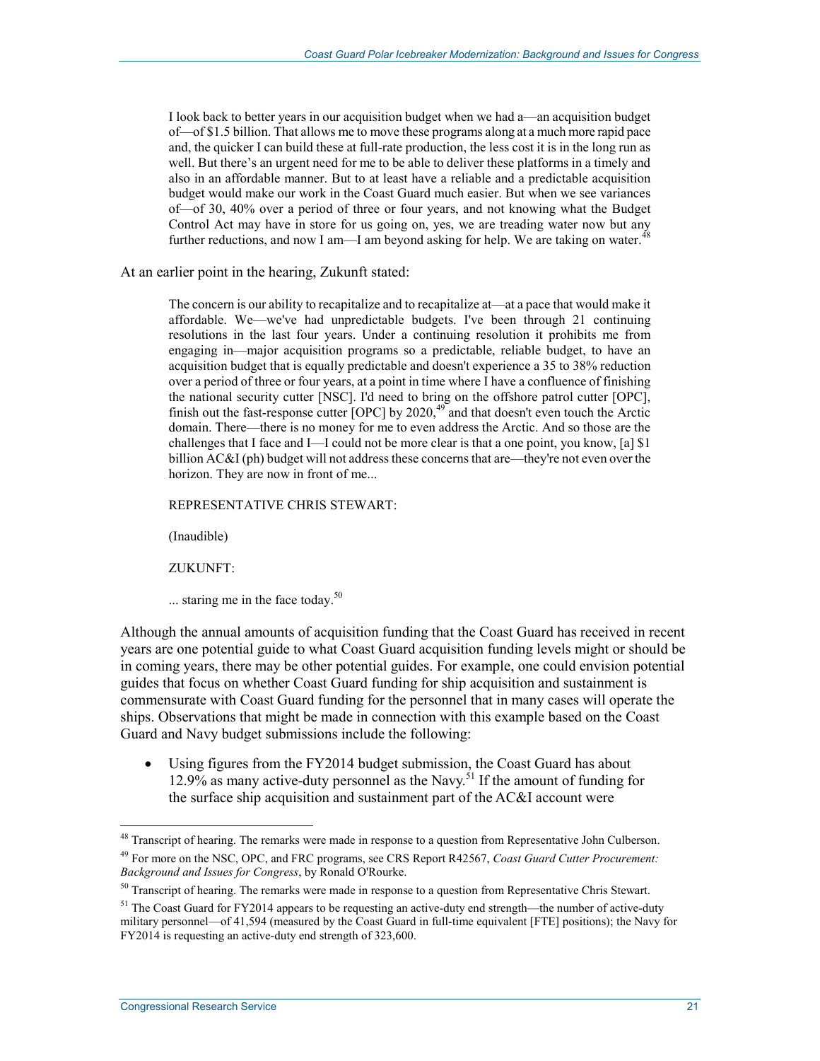> I look back to better years in our acquisition budget when we had a—an acquisition budget of—of $1.5 billion. That allows me to move these programs along at a much more rapid pace and, the quicker I can build these at full-rate production, the less cost it is in the long run as well. But there's an urgent need for me to be able to deliver these platforms in a timely and also in an affordable manner. But to at least have a reliable and a predictable acquisition budget would make our work in the Coast Guard much easier. But when we see variances of—of 30, 40% over a period of three or four years, and not knowing what the Budget Control Act may have in store for us going on, yes, we are treading water now but any further reductions, and now I am—I am beyond asking for help. We are taking on water.[48]

At an earlier point in the hearing, Zukunft stated:

> The concern is our ability to recapitalize and to recapitalize at—at a pace that would make it affordable. We—we've had unpredictable budgets. I've been through 21 continuing resolutions in the last four years. Under a continuing resolution it prohibits me from engaging in—major acquisition programs so a predictable, reliable budget, to have an acquisition budget that is equally predictable and doesn't experience a 35 to 38% reduction over a period of three or four years, at a point in time where I have a confluence of finishing the national security cutter [NSC]. I'd need to bring on the offshore patrol cutter [OPC], finish out the fast-response cutter [OPC] by 2020,[49] and that doesn't even touch the Arctic domain. There—there is no money for me to even address the Arctic. And so those are the challenges that I face and I—I could not be more clear is that a one point, you know, [a] $1 billion AC&I (ph) budget will not address these concerns that are—they're not even over the horizon. They are now in front of me...
>
> REPRESENTATIVE CHRIS STEWART:
>
> (Inaudible)
>
> ZUKUNFT:
>
> ... staring me in the face today.[50]

Although the annual amounts of acquisition funding that the Coast Guard has received in recent years are one potential guide to what Coast Guard acquisition funding levels might or should be in coming years, there may be other potential guides. For example, one could envision potential guides that focus on whether Coast Guard funding for ship acquisition and sustainment is commensurate with Coast Guard funding for the personnel that in many cases will operate the ships. Observations that might be made in connection with this example based on the Coast Guard and Navy budget submissions include the following:

- Using figures from the FY2014 budget submission, the Coast Guard has about 12.9% as many active-duty personnel as the Navy.[51] If the amount of funding for the surface ship acquisition and sustainment part of the AC&I account were

---

[48] Transcript of hearing. The remarks were made in response to a question from Representative John Culberson.

[49] For more on the NSC, OPC, and FRC programs, see CRS Report R42567, *Coast Guard Cutter Procurement: Background and Issues for Congress*, by Ronald O'Rourke.

[50] Transcript of hearing. The remarks were made in response to a question from Representative Chris Stewart.

[51] The Coast Guard for FY2014 appears to be requesting an active-duty end strength—the number of active-duty military personnel—of 41,594 (measured by the Coast Guard in full-time equivalent [FTE] positions); the Navy for FY2014 is requesting an active-duty end strength of 323,600.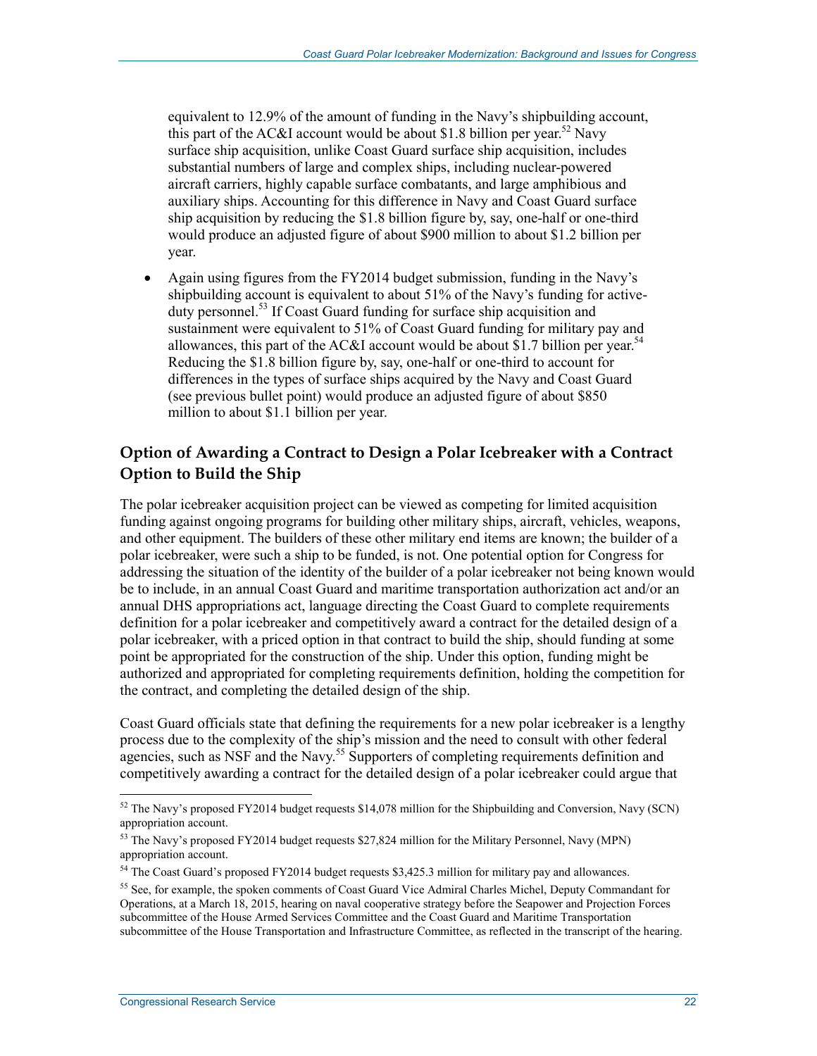equivalent to 12.9% of the amount of funding in the Navy's shipbuilding account, this part of the AC&I account would be about $1.8 billion per year.[52] Navy surface ship acquisition, unlike Coast Guard surface ship acquisition, includes substantial numbers of large and complex ships, including nuclear-powered aircraft carriers, highly capable surface combatants, and large amphibious and auxiliary ships. Accounting for this difference in Navy and Coast Guard surface ship acquisition by reducing the $1.8 billion figure by, say, one-half or one-third would produce an adjusted figure of about $900 million to about $1.2 billion per year.

- Again using figures from the FY2014 budget submission, funding in the Navy's shipbuilding account is equivalent to about 51% of the Navy's funding for active-duty personnel.[53] If Coast Guard funding for surface ship acquisition and sustainment were equivalent to 51% of Coast Guard funding for military pay and allowances, this part of the AC&I account would be about $1.7 billion per year.[54] Reducing the $1.8 billion figure by, say, one-half or one-third to account for differences in the types of surface ships acquired by the Navy and Coast Guard (see previous bullet point) would produce an adjusted figure of about $850 million to about $1.1 billion per year.

## Option of Awarding a Contract to Design a Polar Icebreaker with a Contract Option to Build the Ship

The polar icebreaker acquisition project can be viewed as competing for limited acquisition funding against ongoing programs for building other military ships, aircraft, vehicles, weapons, and other equipment. The builders of these other military end items are known; the builder of a polar icebreaker, were such a ship to be funded, is not. One potential option for Congress for addressing the situation of the identity of the builder of a polar icebreaker not being known would be to include, in an annual Coast Guard and maritime transportation authorization act and/or an annual DHS appropriations act, language directing the Coast Guard to complete requirements definition for a polar icebreaker and competitively award a contract for the detailed design of a polar icebreaker, with a priced option in that contract to build the ship, should funding at some point be appropriated for the construction of the ship. Under this option, funding might be authorized and appropriated for completing requirements definition, holding the competition for the contract, and completing the detailed design of the ship.

Coast Guard officials state that defining the requirements for a new polar icebreaker is a lengthy process due to the complexity of the ship's mission and the need to consult with other federal agencies, such as NSF and the Navy.[55] Supporters of completing requirements definition and competitively awarding a contract for the detailed design of a polar icebreaker could argue that

---

[52] The Navy's proposed FY2014 budget requests $14,078 million for the Shipbuilding and Conversion, Navy (SCN) appropriation account.

[53] The Navy's proposed FY2014 budget requests $27,824 million for the Military Personnel, Navy (MPN) appropriation account.

[54] The Coast Guard's proposed FY2014 budget requests $3,425.3 million for military pay and allowances.

[55] See, for example, the spoken comments of Coast Guard Vice Admiral Charles Michel, Deputy Commandant for Operations, at a March 18, 2015, hearing on naval cooperative strategy before the Seapower and Projection Forces subcommittee of the House Armed Services Committee and the Coast Guard and Maritime Transportation subcommittee of the House Transportation and Infrastructure Committee, as reflected in the transcript of the hearing.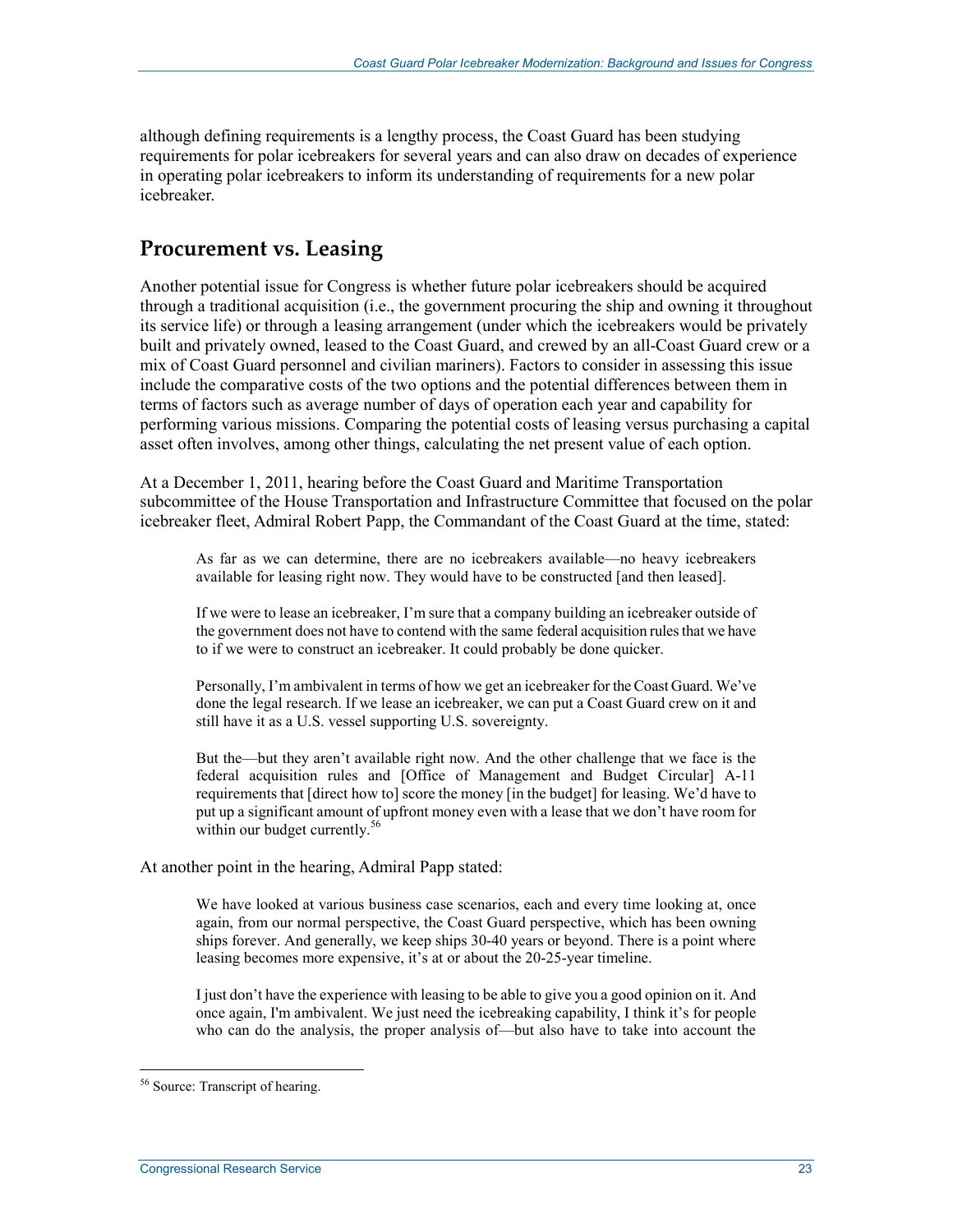although defining requirements is a lengthy process, the Coast Guard has been studying requirements for polar icebreakers for several years and can also draw on decades of experience in operating polar icebreakers to inform its understanding of requirements for a new polar icebreaker.

## Procurement vs. Leasing

Another potential issue for Congress is whether future polar icebreakers should be acquired through a traditional acquisition (i.e., the government procuring the ship and owning it throughout its service life) or through a leasing arrangement (under which the icebreakers would be privately built and privately owned, leased to the Coast Guard, and crewed by an all-Coast Guard crew or a mix of Coast Guard personnel and civilian mariners). Factors to consider in assessing this issue include the comparative costs of the two options and the potential differences between them in terms of factors such as average number of days of operation each year and capability for performing various missions. Comparing the potential costs of leasing versus purchasing a capital asset often involves, among other things, calculating the net present value of each option.

At a December 1, 2011, hearing before the Coast Guard and Maritime Transportation subcommittee of the House Transportation and Infrastructure Committee that focused on the polar icebreaker fleet, Admiral Robert Papp, the Commandant of the Coast Guard at the time, stated:

> As far as we can determine, there are no icebreakers available—no heavy icebreakers available for leasing right now. They would have to be constructed [and then leased].
>
> If we were to lease an icebreaker, I'm sure that a company building an icebreaker outside of the government does not have to contend with the same federal acquisition rules that we have to if we were to construct an icebreaker. It could probably be done quicker.
>
> Personally, I'm ambivalent in terms of how we get an icebreaker for the Coast Guard. We've done the legal research. If we lease an icebreaker, we can put a Coast Guard crew on it and still have it as a U.S. vessel supporting U.S. sovereignty.
>
> But the—but they aren't available right now. And the other challenge that we face is the federal acquisition rules and [Office of Management and Budget Circular] A-11 requirements that [direct how to] score the money [in the budget] for leasing. We'd have to put up a significant amount of upfront money even with a lease that we don't have room for within our budget currently.[56]

At another point in the hearing, Admiral Papp stated:

> We have looked at various business case scenarios, each and every time looking at, once again, from our normal perspective, the Coast Guard perspective, which has been owning ships forever. And generally, we keep ships 30-40 years or beyond. There is a point where leasing becomes more expensive, it's at or about the 20-25-year timeline.
>
> I just don't have the experience with leasing to be able to give you a good opinion on it. And once again, I'm ambivalent. We just need the icebreaking capability, I think it's for people who can do the analysis, the proper analysis of—but also have to take into account the

[56] Source: Transcript of hearing.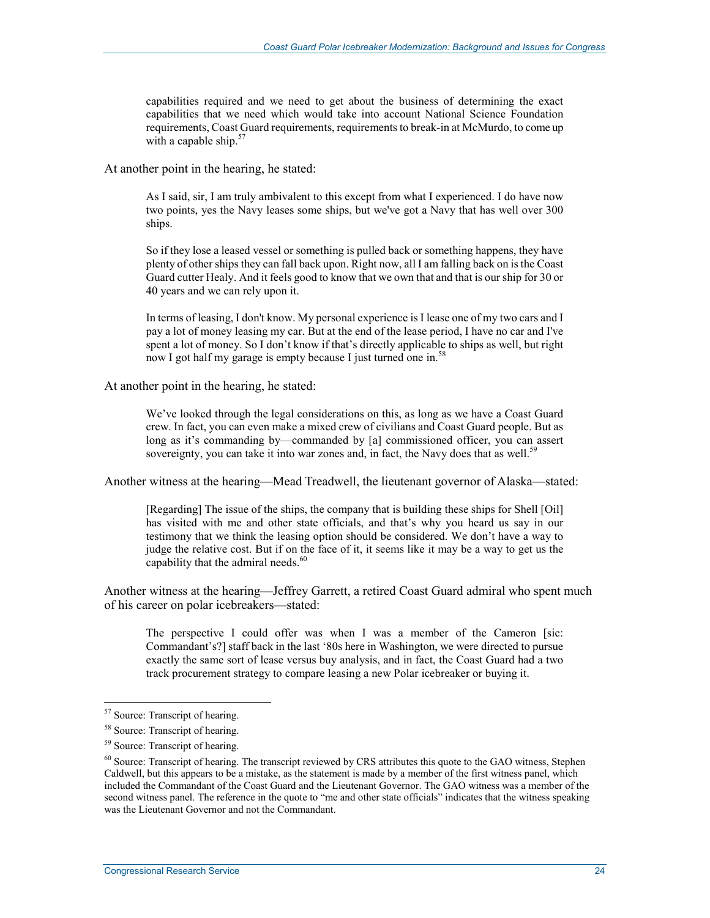> capabilities required and we need to get about the business of determining the exact capabilities that we need which would take into account National Science Foundation requirements, Coast Guard requirements, requirements to break-in at McMurdo, to come up with a capable ship.[57]

At another point in the hearing, he stated:

> As I said, sir, I am truly ambivalent to this except from what I experienced. I do have now two points, yes the Navy leases some ships, but we've got a Navy that has well over 300 ships.
>
> So if they lose a leased vessel or something is pulled back or something happens, they have plenty of other ships they can fall back upon. Right now, all I am falling back on is the Coast Guard cutter Healy. And it feels good to know that we own that and that is our ship for 30 or 40 years and we can rely upon it.
>
> In terms of leasing, I don't know. My personal experience is I lease one of my two cars and I pay a lot of money leasing my car. But at the end of the lease period, I have no car and I've spent a lot of money. So I don't know if that's directly applicable to ships as well, but right now I got half my garage is empty because I just turned one in.[58]

At another point in the hearing, he stated:

> We've looked through the legal considerations on this, as long as we have a Coast Guard crew. In fact, you can even make a mixed crew of civilians and Coast Guard people. But as long as it's commanding by—commanded by [a] commissioned officer, you can assert sovereignty, you can take it into war zones and, in fact, the Navy does that as well.[59]

Another witness at the hearing—Mead Treadwell, the lieutenant governor of Alaska—stated:

> [Regarding] The issue of the ships, the company that is building these ships for Shell [Oil] has visited with me and other state officials, and that's why you heard us say in our testimony that we think the leasing option should be considered. We don't have a way to judge the relative cost. But if on the face of it, it seems like it may be a way to get us the capability that the admiral needs.[60]

Another witness at the hearing—Jeffrey Garrett, a retired Coast Guard admiral who spent much of his career on polar icebreakers—stated:

> The perspective I could offer was when I was a member of the Cameron [sic: Commandant's?] staff back in the last '80s here in Washington, we were directed to pursue exactly the same sort of lease versus buy analysis, and in fact, the Coast Guard had a two track procurement strategy to compare leasing a new Polar icebreaker or buying it.

---

[57] Source: Transcript of hearing.

[58] Source: Transcript of hearing.

[59] Source: Transcript of hearing.

[60] Source: Transcript of hearing. The transcript reviewed by CRS attributes this quote to the GAO witness, Stephen Caldwell, but this appears to be a mistake, as the statement is made by a member of the first witness panel, which included the Commandant of the Coast Guard and the Lieutenant Governor. The GAO witness was a member of the second witness panel. The reference in the quote to "me and other state officials" indicates that the witness speaking was the Lieutenant Governor and not the Commandant.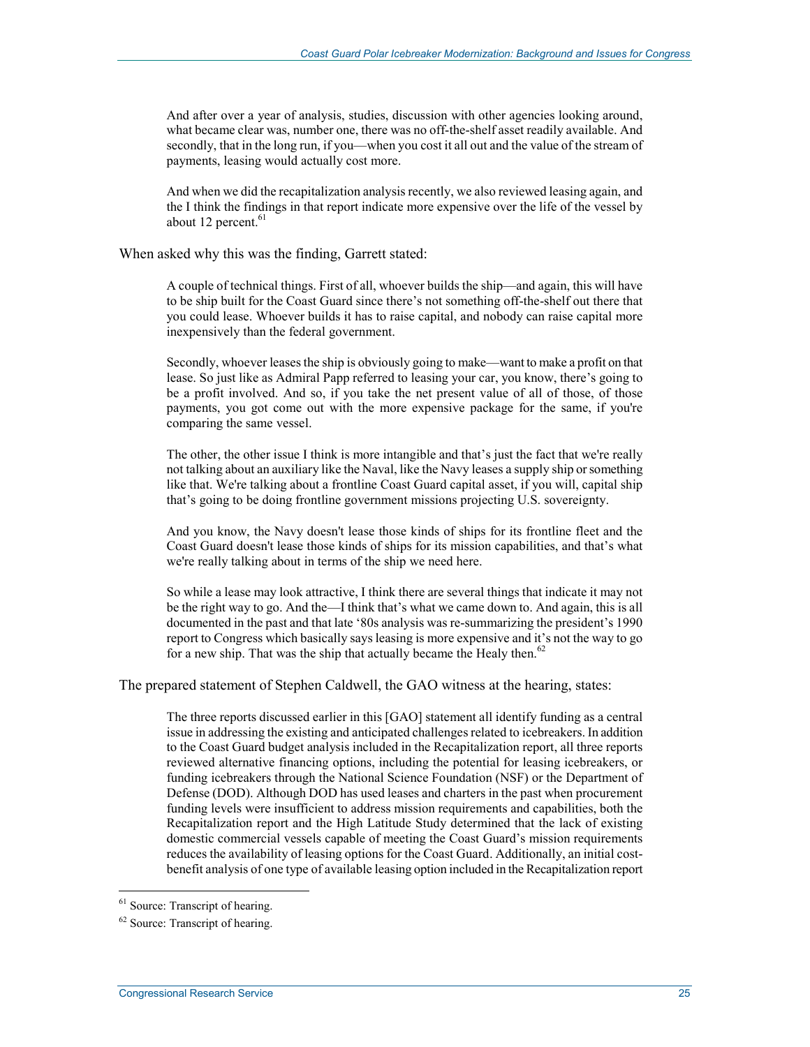> And after over a year of analysis, studies, discussion with other agencies looking around, what became clear was, number one, there was no off-the-shelf asset readily available. And secondly, that in the long run, if you—when you cost it all out and the value of the stream of payments, leasing would actually cost more.
>
> And when we did the recapitalization analysis recently, we also reviewed leasing again, and the I think the findings in that report indicate more expensive over the life of the vessel by about 12 percent.[61]

When asked why this was the finding, Garrett stated:

> A couple of technical things. First of all, whoever builds the ship—and again, this will have to be ship built for the Coast Guard since there's not something off-the-shelf out there that you could lease. Whoever builds it has to raise capital, and nobody can raise capital more inexpensively than the federal government.
>
> Secondly, whoever leases the ship is obviously going to make—want to make a profit on that lease. So just like as Admiral Papp referred to leasing your car, you know, there's going to be a profit involved. And so, if you take the net present value of all of those, of those payments, you got come out with the more expensive package for the same, if you're comparing the same vessel.
>
> The other, the other issue I think is more intangible and that's just the fact that we're really not talking about an auxiliary like the Naval, like the Navy leases a supply ship or something like that. We're talking about a frontline Coast Guard capital asset, if you will, capital ship that's going to be doing frontline government missions projecting U.S. sovereignty.
>
> And you know, the Navy doesn't lease those kinds of ships for its frontline fleet and the Coast Guard doesn't lease those kinds of ships for its mission capabilities, and that's what we're really talking about in terms of the ship we need here.
>
> So while a lease may look attractive, I think there are several things that indicate it may not be the right way to go. And the—I think that's what we came down to. And again, this is all documented in the past and that late '80s analysis was re-summarizing the president's 1990 report to Congress which basically says leasing is more expensive and it's not the way to go for a new ship. That was the ship that actually became the Healy then.[62]

The prepared statement of Stephen Caldwell, the GAO witness at the hearing, states:

> The three reports discussed earlier in this [GAO] statement all identify funding as a central issue in addressing the existing and anticipated challenges related to icebreakers. In addition to the Coast Guard budget analysis included in the Recapitalization report, all three reports reviewed alternative financing options, including the potential for leasing icebreakers, or funding icebreakers through the National Science Foundation (NSF) or the Department of Defense (DOD). Although DOD has used leases and charters in the past when procurement funding levels were insufficient to address mission requirements and capabilities, both the Recapitalization report and the High Latitude Study determined that the lack of existing domestic commercial vessels capable of meeting the Coast Guard's mission requirements reduces the availability of leasing options for the Coast Guard. Additionally, an initial cost-benefit analysis of one type of available leasing option included in the Recapitalization report

[61] Source: Transcript of hearing.

[62] Source: Transcript of hearing.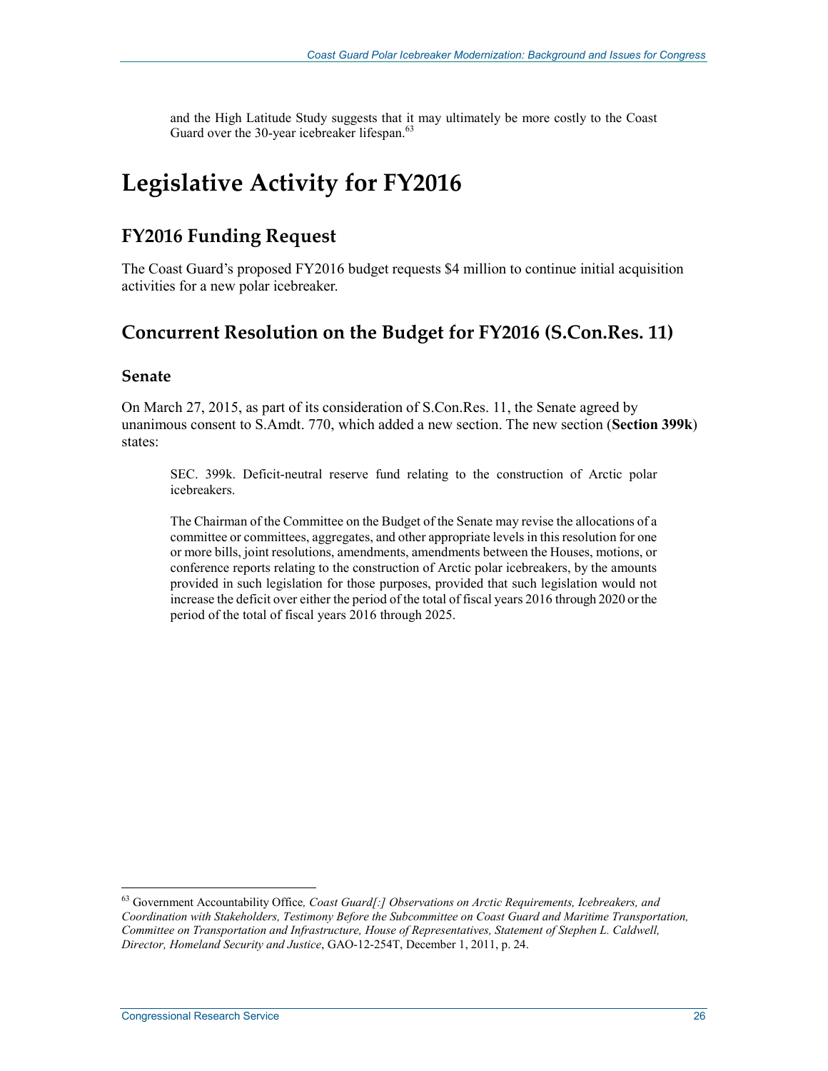and the High Latitude Study suggests that it may ultimately be more costly to the Coast Guard over the 30-year icebreaker lifespan.[63]

# Legislative Activity for FY2016

## FY2016 Funding Request

The Coast Guard's proposed FY2016 budget requests $4 million to continue initial acquisition activities for a new polar icebreaker.

## Concurrent Resolution on the Budget for FY2016 (S.Con.Res. 11)

### Senate

On March 27, 2015, as part of its consideration of S.Con.Res. 11, the Senate agreed by unanimous consent to S.Amdt. 770, which added a new section. The new section (**Section 399k**) states:

> SEC. 399k. Deficit-neutral reserve fund relating to the construction of Arctic polar icebreakers.
>
> The Chairman of the Committee on the Budget of the Senate may revise the allocations of a committee or committees, aggregates, and other appropriate levels in this resolution for one or more bills, joint resolutions, amendments, amendments between the Houses, motions, or conference reports relating to the construction of Arctic polar icebreakers, by the amounts provided in such legislation for those purposes, provided that such legislation would not increase the deficit over either the period of the total of fiscal years 2016 through 2020 or the period of the total of fiscal years 2016 through 2025.

---

[63] Government Accountability Office, *Coast Guard[:] Observations on Arctic Requirements, Icebreakers, and Coordination with Stakeholders, Testimony Before the Subcommittee on Coast Guard and Maritime Transportation, Committee on Transportation and Infrastructure, House of Representatives, Statement of Stephen L. Caldwell, Director, Homeland Security and Justice*, GAO-12-254T, December 1, 2011, p. 24.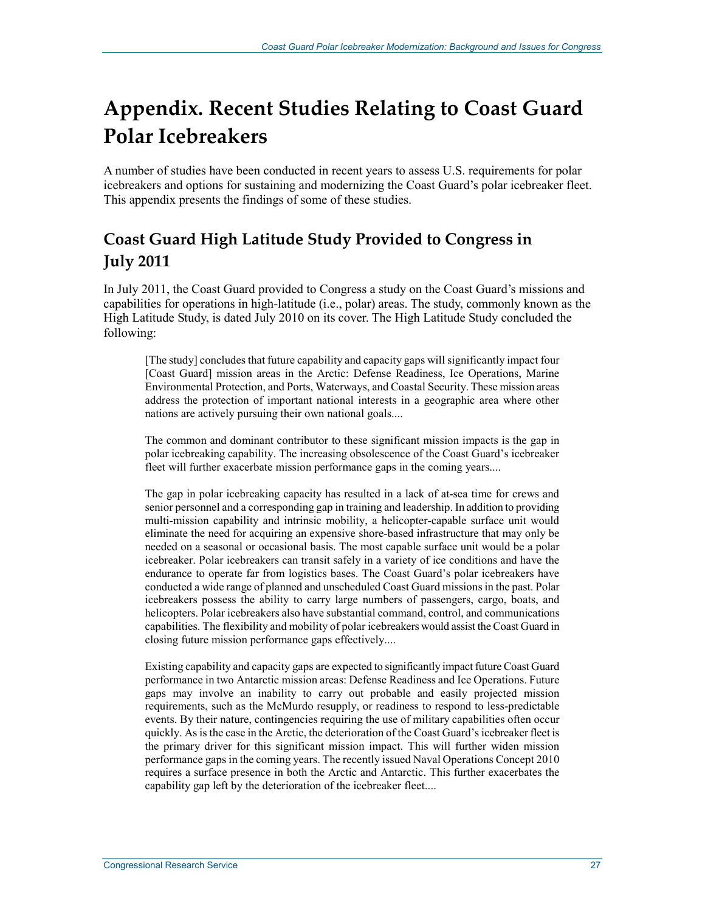# Appendix. Recent Studies Relating to Coast Guard Polar Icebreakers

A number of studies have been conducted in recent years to assess U.S. requirements for polar icebreakers and options for sustaining and modernizing the Coast Guard's polar icebreaker fleet. This appendix presents the findings of some of these studies.

## Coast Guard High Latitude Study Provided to Congress in July 2011

In July 2011, the Coast Guard provided to Congress a study on the Coast Guard's missions and capabilities for operations in high-latitude (i.e., polar) areas. The study, commonly known as the High Latitude Study, is dated July 2010 on its cover. The High Latitude Study concluded the following:

> [The study] concludes that future capability and capacity gaps will significantly impact four [Coast Guard] mission areas in the Arctic: Defense Readiness, Ice Operations, Marine Environmental Protection, and Ports, Waterways, and Coastal Security. These mission areas address the protection of important national interests in a geographic area where other nations are actively pursuing their own national goals....
>
> The common and dominant contributor to these significant mission impacts is the gap in polar icebreaking capability. The increasing obsolescence of the Coast Guard's icebreaker fleet will further exacerbate mission performance gaps in the coming years....
>
> The gap in polar icebreaking capacity has resulted in a lack of at-sea time for crews and senior personnel and a corresponding gap in training and leadership. In addition to providing multi-mission capability and intrinsic mobility, a helicopter-capable surface unit would eliminate the need for acquiring an expensive shore-based infrastructure that may only be needed on a seasonal or occasional basis. The most capable surface unit would be a polar icebreaker. Polar icebreakers can transit safely in a variety of ice conditions and have the endurance to operate far from logistics bases. The Coast Guard's polar icebreakers have conducted a wide range of planned and unscheduled Coast Guard missions in the past. Polar icebreakers possess the ability to carry large numbers of passengers, cargo, boats, and helicopters. Polar icebreakers also have substantial command, control, and communications capabilities. The flexibility and mobility of polar icebreakers would assist the Coast Guard in closing future mission performance gaps effectively....
>
> Existing capability and capacity gaps are expected to significantly impact future Coast Guard performance in two Antarctic mission areas: Defense Readiness and Ice Operations. Future gaps may involve an inability to carry out probable and easily projected mission requirements, such as the McMurdo resupply, or readiness to respond to less-predictable events. By their nature, contingencies requiring the use of military capabilities often occur quickly. As is the case in the Arctic, the deterioration of the Coast Guard's icebreaker fleet is the primary driver for this significant mission impact. This will further widen mission performance gaps in the coming years. The recently issued Naval Operations Concept 2010 requires a surface presence in both the Arctic and Antarctic. This further exacerbates the capability gap left by the deterioration of the icebreaker fleet....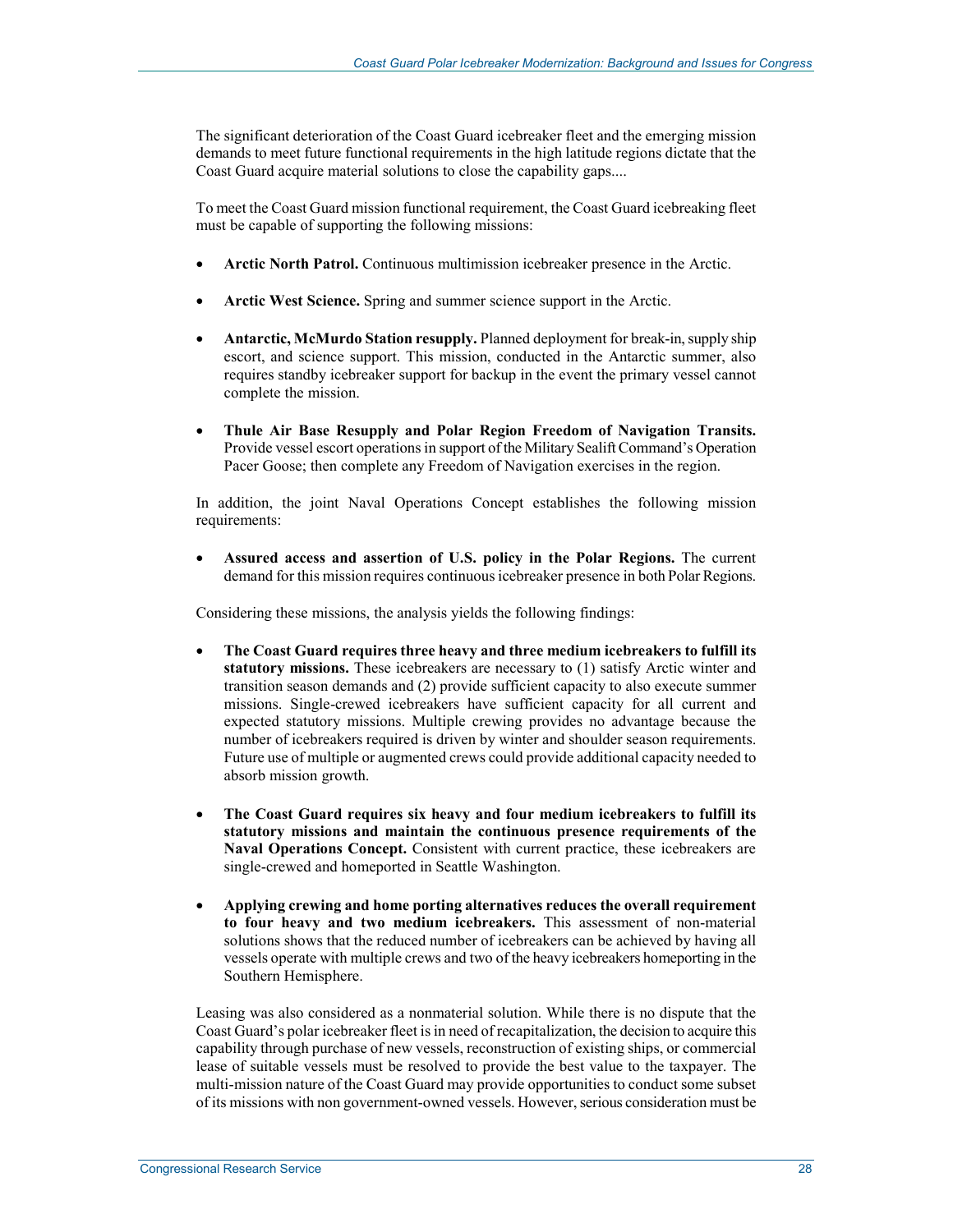The significant deterioration of the Coast Guard icebreaker fleet and the emerging mission demands to meet future functional requirements in the high latitude regions dictate that the Coast Guard acquire material solutions to close the capability gaps....

To meet the Coast Guard mission functional requirement, the Coast Guard icebreaking fleet must be capable of supporting the following missions:

- **Arctic North Patrol.** Continuous multimission icebreaker presence in the Arctic.
- **Arctic West Science.** Spring and summer science support in the Arctic.
- **Antarctic, McMurdo Station resupply.** Planned deployment for break-in, supply ship escort, and science support. This mission, conducted in the Antarctic summer, also requires standby icebreaker support for backup in the event the primary vessel cannot complete the mission.
- **Thule Air Base Resupply and Polar Region Freedom of Navigation Transits.** Provide vessel escort operations in support of the Military Sealift Command's Operation Pacer Goose; then complete any Freedom of Navigation exercises in the region.

In addition, the joint Naval Operations Concept establishes the following mission requirements:

- **Assured access and assertion of U.S. policy in the Polar Regions.** The current demand for this mission requires continuous icebreaker presence in both Polar Regions.

Considering these missions, the analysis yields the following findings:

- **The Coast Guard requires three heavy and three medium icebreakers to fulfill its statutory missions.** These icebreakers are necessary to (1) satisfy Arctic winter and transition season demands and (2) provide sufficient capacity to also execute summer missions. Single-crewed icebreakers have sufficient capacity for all current and expected statutory missions. Multiple crewing provides no advantage because the number of icebreakers required is driven by winter and shoulder season requirements. Future use of multiple or augmented crews could provide additional capacity needed to absorb mission growth.
- **The Coast Guard requires six heavy and four medium icebreakers to fulfill its statutory missions and maintain the continuous presence requirements of the Naval Operations Concept.** Consistent with current practice, these icebreakers are single-crewed and homeported in Seattle Washington.
- **Applying crewing and home porting alternatives reduces the overall requirement to four heavy and two medium icebreakers.** This assessment of non-material solutions shows that the reduced number of icebreakers can be achieved by having all vessels operate with multiple crews and two of the heavy icebreakers homeporting in the Southern Hemisphere.

Leasing was also considered as a nonmaterial solution. While there is no dispute that the Coast Guard's polar icebreaker fleet is in need of recapitalization, the decision to acquire this capability through purchase of new vessels, reconstruction of existing ships, or commercial lease of suitable vessels must be resolved to provide the best value to the taxpayer. The multi-mission nature of the Coast Guard may provide opportunities to conduct some subset of its missions with non government-owned vessels. However, serious consideration must be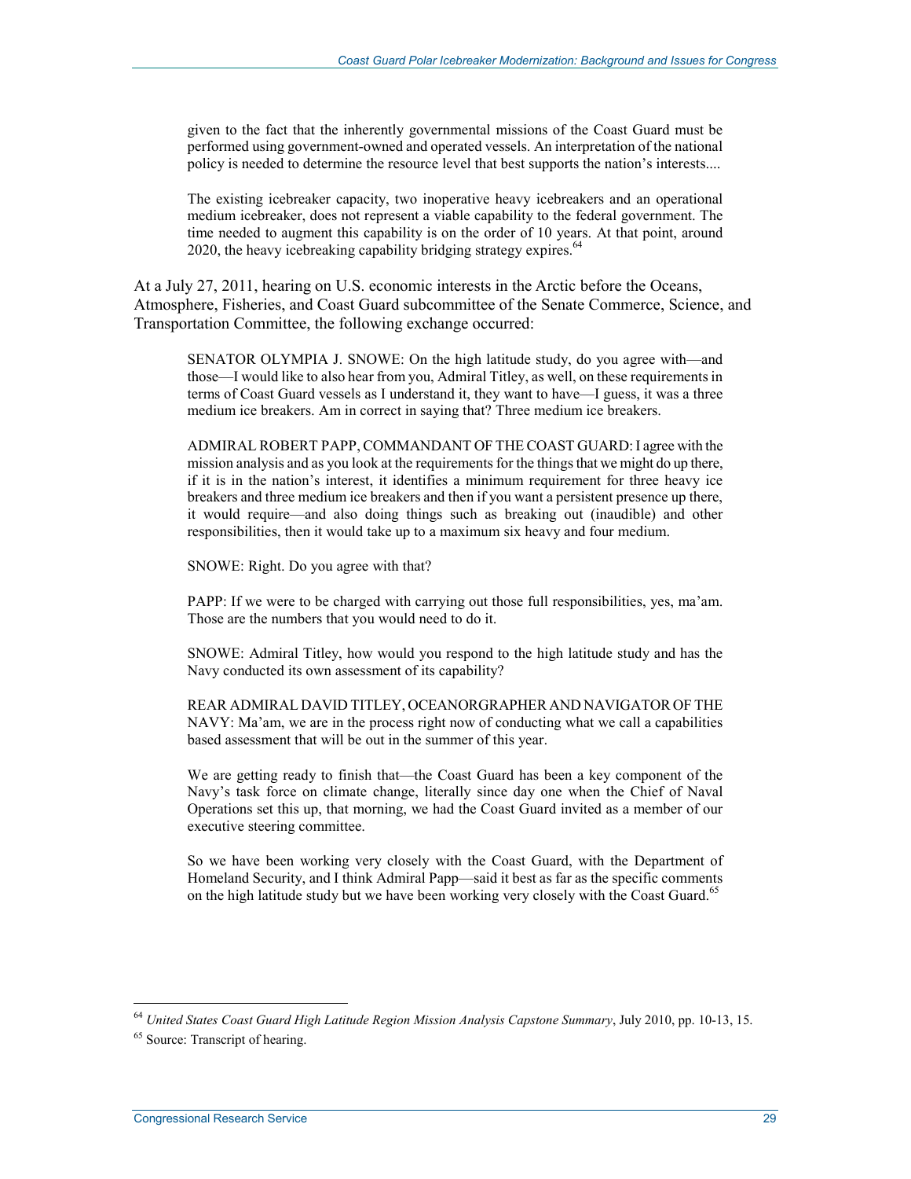> given to the fact that the inherently governmental missions of the Coast Guard must be performed using government-owned and operated vessels. An interpretation of the national policy is needed to determine the resource level that best supports the nation's interests....
>
> The existing icebreaker capacity, two inoperative heavy icebreakers and an operational medium icebreaker, does not represent a viable capability to the federal government. The time needed to augment this capability is on the order of 10 years. At that point, around 2020, the heavy icebreaking capability bridging strategy expires.[64]

At a July 27, 2011, hearing on U.S. economic interests in the Arctic before the Oceans, Atmosphere, Fisheries, and Coast Guard subcommittee of the Senate Commerce, Science, and Transportation Committee, the following exchange occurred:

> SENATOR OLYMPIA J. SNOWE: On the high latitude study, do you agree with—and those—I would like to also hear from you, Admiral Titley, as well, on these requirements in terms of Coast Guard vessels as I understand it, they want to have—I guess, it was a three medium ice breakers. Am in correct in saying that? Three medium ice breakers.
>
> ADMIRAL ROBERT PAPP, COMMANDANT OF THE COAST GUARD: I agree with the mission analysis and as you look at the requirements for the things that we might do up there, if it is in the nation's interest, it identifies a minimum requirement for three heavy ice breakers and three medium ice breakers and then if you want a persistent presence up there, it would require—and also doing things such as breaking out (inaudible) and other responsibilities, then it would take up to a maximum six heavy and four medium.
>
> SNOWE: Right. Do you agree with that?
>
> PAPP: If we were to be charged with carrying out those full responsibilities, yes, ma'am. Those are the numbers that you would need to do it.
>
> SNOWE: Admiral Titley, how would you respond to the high latitude study and has the Navy conducted its own assessment of its capability?
>
> REAR ADMIRAL DAVID TITLEY, OCEANORGRAPHER AND NAVIGATOR OF THE NAVY: Ma'am, we are in the process right now of conducting what we call a capabilities based assessment that will be out in the summer of this year.
>
> We are getting ready to finish that—the Coast Guard has been a key component of the Navy's task force on climate change, literally since day one when the Chief of Naval Operations set this up, that morning, we had the Coast Guard invited as a member of our executive steering committee.
>
> So we have been working very closely with the Coast Guard, with the Department of Homeland Security, and I think Admiral Papp—said it best as far as the specific comments on the high latitude study but we have been working very closely with the Coast Guard.[65]

---

[64] *United States Coast Guard High Latitude Region Mission Analysis Capstone Summary*, July 2010, pp. 10-13, 15.

[65] Source: Transcript of hearing.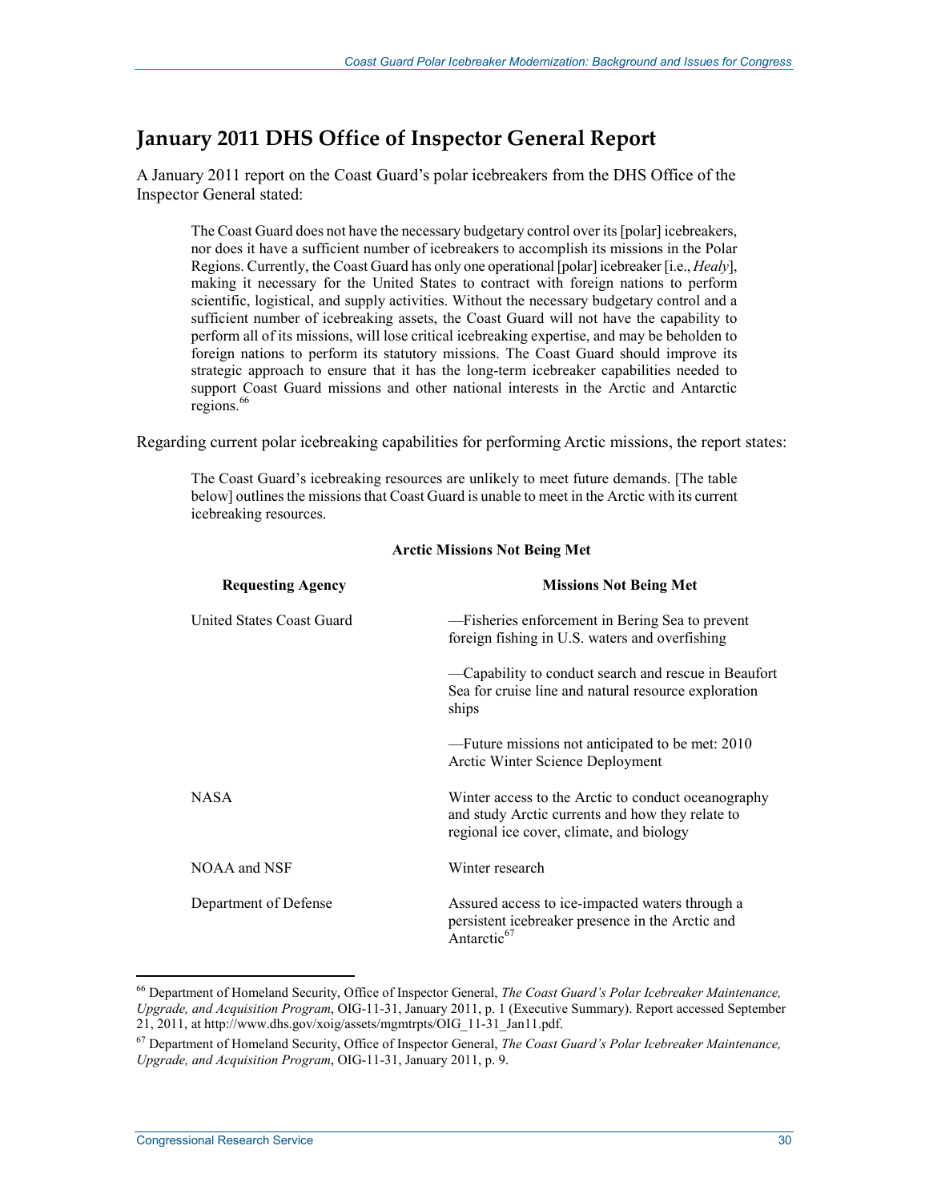## January 2011 DHS Office of Inspector General Report

A January 2011 report on the Coast Guard's polar icebreakers from the DHS Office of the Inspector General stated:

> The Coast Guard does not have the necessary budgetary control over its [polar] icebreakers, nor does it have a sufficient number of icebreakers to accomplish its missions in the Polar Regions. Currently, the Coast Guard has only one operational [polar] icebreaker [i.e., *Healy*], making it necessary for the United States to contract with foreign nations to perform scientific, logistical, and supply activities. Without the necessary budgetary control and a sufficient number of icebreaking assets, the Coast Guard will not have the capability to perform all of its missions, will lose critical icebreaking expertise, and may be beholden to foreign nations to perform its statutory missions. The Coast Guard should improve its strategic approach to ensure that it has the long-term icebreaker capabilities needed to support Coast Guard missions and other national interests in the Arctic and Antarctic regions.[66]

Regarding current polar icebreaking capabilities for performing Arctic missions, the report states:

> The Coast Guard's icebreaking resources are unlikely to meet future demands. [The table below] outlines the missions that Coast Guard is unable to meet in the Arctic with its current icebreaking resources.

**Arctic Missions Not Being Met**

| Requesting Agency | Missions Not Being Met |
|---|---|
| United States Coast Guard | —Fisheries enforcement in Bering Sea to prevent foreign fishing in U.S. waters and overfishing<br>—Capability to conduct search and rescue in Beaufort Sea for cruise line and natural resource exploration ships<br>—Future missions not anticipated to be met: 2010 Arctic Winter Science Deployment |
| NASA | Winter access to the Arctic to conduct oceanography and study Arctic currents and how they relate to regional ice cover, climate, and biology |
| NOAA and NSF | Winter research |
| Department of Defense | Assured access to ice-impacted waters through a persistent icebreaker presence in the Arctic and Antarctic[67] |

---

[66] Department of Homeland Security, Office of Inspector General, *The Coast Guard's Polar Icebreaker Maintenance, Upgrade, and Acquisition Program*, OIG-11-31, January 2011, p. 1 (Executive Summary). Report accessed September 21, 2011, at http://www.dhs.gov/xoig/assets/mgmtrpts/OIG_11-31_Jan11.pdf.

[67] Department of Homeland Security, Office of Inspector General, *The Coast Guard's Polar Icebreaker Maintenance, Upgrade, and Acquisition Program*, OIG-11-31, January 2011, p. 9.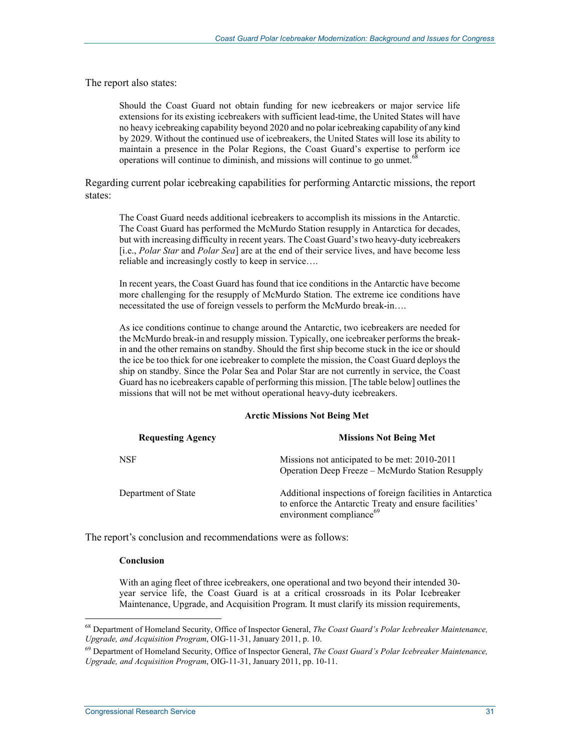The report also states:

> Should the Coast Guard not obtain funding for new icebreakers or major service life extensions for its existing icebreakers with sufficient lead-time, the United States will have no heavy icebreaking capability beyond 2020 and no polar icebreaking capability of any kind by 2029. Without the continued use of icebreakers, the United States will lose its ability to maintain a presence in the Polar Regions, the Coast Guard's expertise to perform ice operations will continue to diminish, and missions will continue to go unmet.[68]

Regarding current polar icebreaking capabilities for performing Antarctic missions, the report states:

> The Coast Guard needs additional icebreakers to accomplish its missions in the Antarctic. The Coast Guard has performed the McMurdo Station resupply in Antarctica for decades, but with increasing difficulty in recent years. The Coast Guard's two heavy-duty icebreakers [i.e., *Polar Star* and *Polar Sea*] are at the end of their service lives, and have become less reliable and increasingly costly to keep in service….
>
> In recent years, the Coast Guard has found that ice conditions in the Antarctic have become more challenging for the resupply of McMurdo Station. The extreme ice conditions have necessitated the use of foreign vessels to perform the McMurdo break-in….
>
> As ice conditions continue to change around the Antarctic, two icebreakers are needed for the McMurdo break-in and resupply mission. Typically, one icebreaker performs the break-in and the other remains on standby. Should the first ship become stuck in the ice or should the ice be too thick for one icebreaker to complete the mission, the Coast Guard deploys the ship on standby. Since the Polar Sea and Polar Star are not currently in service, the Coast Guard has no icebreakers capable of performing this mission. [The table below] outlines the missions that will not be met without operational heavy-duty icebreakers.

**Arctic Missions Not Being Met**

| Requesting Agency | Missions Not Being Met |
|---|---|
| NSF | Missions not anticipated to be met: 2010-2011 Operation Deep Freeze – McMurdo Station Resupply |
| Department of State | Additional inspections of foreign facilities in Antarctica to enforce the Antarctic Treaty and ensure facilities' environment compliance[69] |

The report's conclusion and recommendations were as follows:

> **Conclusion**
>
> With an aging fleet of three icebreakers, one operational and two beyond their intended 30-year service life, the Coast Guard is at a critical crossroads in its Polar Icebreaker Maintenance, Upgrade, and Acquisition Program. It must clarify its mission requirements,

---

[68] Department of Homeland Security, Office of Inspector General, *The Coast Guard's Polar Icebreaker Maintenance, Upgrade, and Acquisition Program*, OIG-11-31, January 2011, p. 10.

[69] Department of Homeland Security, Office of Inspector General, *The Coast Guard's Polar Icebreaker Maintenance, Upgrade, and Acquisition Program*, OIG-11-31, January 2011, pp. 10-11.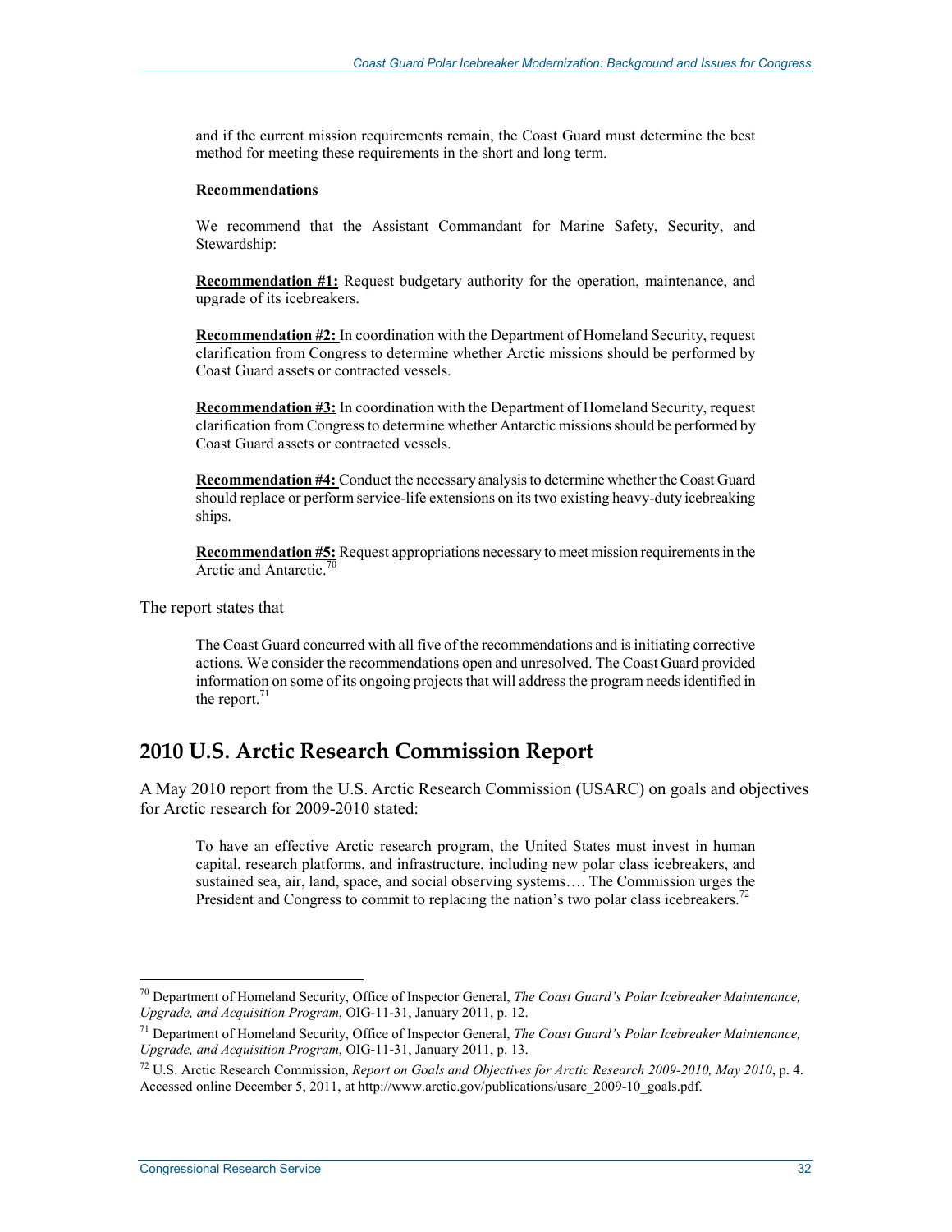> and if the current mission requirements remain, the Coast Guard must determine the best method for meeting these requirements in the short and long term.
>
> **Recommendations**
>
> We recommend that the Assistant Commandant for Marine Safety, Security, and Stewardship:
>
> **Recommendation #1:** Request budgetary authority for the operation, maintenance, and upgrade of its icebreakers.
>
> **Recommendation #2:** In coordination with the Department of Homeland Security, request clarification from Congress to determine whether Arctic missions should be performed by Coast Guard assets or contracted vessels.
>
> **Recommendation #3:** In coordination with the Department of Homeland Security, request clarification from Congress to determine whether Antarctic missions should be performed by Coast Guard assets or contracted vessels.
>
> **Recommendation #4:** Conduct the necessary analysis to determine whether the Coast Guard should replace or perform service-life extensions on its two existing heavy-duty icebreaking ships.
>
> **Recommendation #5:** Request appropriations necessary to meet mission requirements in the Arctic and Antarctic.[70]

The report states that

> The Coast Guard concurred with all five of the recommendations and is initiating corrective actions. We consider the recommendations open and unresolved. The Coast Guard provided information on some of its ongoing projects that will address the program needs identified in the report.[71]

## 2010 U.S. Arctic Research Commission Report

A May 2010 report from the U.S. Arctic Research Commission (USARC) on goals and objectives for Arctic research for 2009-2010 stated:

> To have an effective Arctic research program, the United States must invest in human capital, research platforms, and infrastructure, including new polar class icebreakers, and sustained sea, air, land, space, and social observing systems…. The Commission urges the President and Congress to commit to replacing the nation's two polar class icebreakers.[72]

---

[70] Department of Homeland Security, Office of Inspector General, *The Coast Guard's Polar Icebreaker Maintenance, Upgrade, and Acquisition Program*, OIG-11-31, January 2011, p. 12.

[71] Department of Homeland Security, Office of Inspector General, *The Coast Guard's Polar Icebreaker Maintenance, Upgrade, and Acquisition Program*, OIG-11-31, January 2011, p. 13.

[72] U.S. Arctic Research Commission, *Report on Goals and Objectives for Arctic Research 2009-2010, May 2010*, p. 4. Accessed online December 5, 2011, at http://www.arctic.gov/publications/usarc_2009-10_goals.pdf.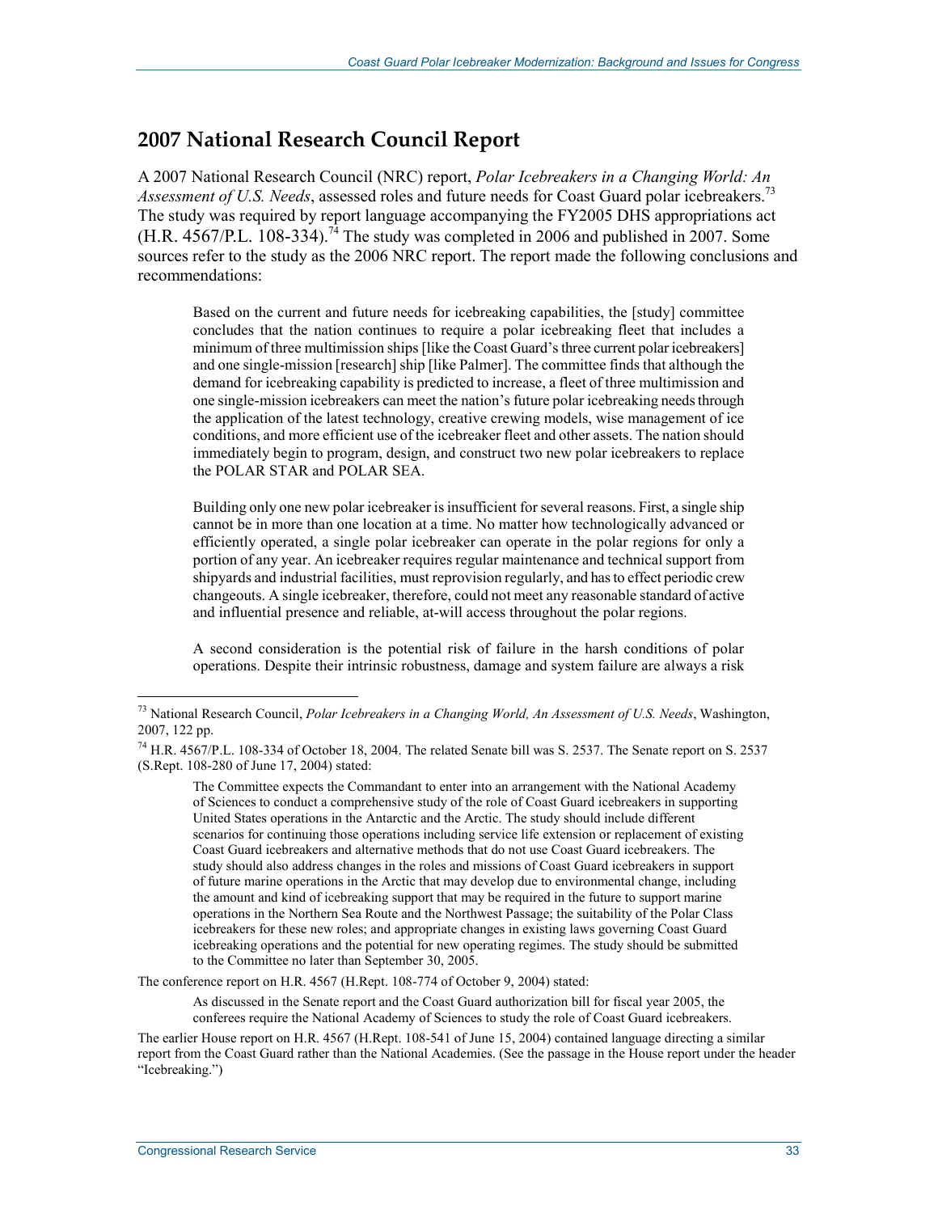## 2007 National Research Council Report

A 2007 National Research Council (NRC) report, *Polar Icebreakers in a Changing World: An Assessment of U.S. Needs*, assessed roles and future needs for Coast Guard polar icebreakers.[73] The study was required by report language accompanying the FY2005 DHS appropriations act (H.R. 4567/P.L. 108-334).[74] The study was completed in 2006 and published in 2007. Some sources refer to the study as the 2006 NRC report. The report made the following conclusions and recommendations:

> Based on the current and future needs for icebreaking capabilities, the [study] committee concludes that the nation continues to require a polar icebreaking fleet that includes a minimum of three multimission ships [like the Coast Guard's three current polar icebreakers] and one single-mission [research] ship [like Palmer]. The committee finds that although the demand for icebreaking capability is predicted to increase, a fleet of three multimission and one single-mission icebreakers can meet the nation's future polar icebreaking needs through the application of the latest technology, creative crewing models, wise management of ice conditions, and more efficient use of the icebreaker fleet and other assets. The nation should immediately begin to program, design, and construct two new polar icebreakers to replace the POLAR STAR and POLAR SEA.
>
> Building only one new polar icebreaker is insufficient for several reasons. First, a single ship cannot be in more than one location at a time. No matter how technologically advanced or efficiently operated, a single polar icebreaker can operate in the polar regions for only a portion of any year. An icebreaker requires regular maintenance and technical support from shipyards and industrial facilities, must reprovision regularly, and has to effect periodic crew changeouts. A single icebreaker, therefore, could not meet any reasonable standard of active and influential presence and reliable, at-will access throughout the polar regions.
>
> A second consideration is the potential risk of failure in the harsh conditions of polar operations. Despite their intrinsic robustness, damage and system failure are always a risk

---

[73] National Research Council, *Polar Icebreakers in a Changing World, An Assessment of U.S. Needs*, Washington, 2007, 122 pp.

[74] H.R. 4567/P.L. 108-334 of October 18, 2004. The related Senate bill was S. 2537. The Senate report on S. 2537 (S.Rept. 108-280 of June 17, 2004) stated:

> The Committee expects the Commandant to enter into an arrangement with the National Academy of Sciences to conduct a comprehensive study of the role of Coast Guard icebreakers in supporting United States operations in the Antarctic and the Arctic. The study should include different scenarios for continuing those operations including service life extension or replacement of existing Coast Guard icebreakers and alternative methods that do not use Coast Guard icebreakers. The study should also address changes in the roles and missions of Coast Guard icebreakers in support of future marine operations in the Arctic that may develop due to environmental change, including the amount and kind of icebreaking support that may be required in the future to support marine operations in the Northern Sea Route and the Northwest Passage; the suitability of the Polar Class icebreakers for these new roles; and appropriate changes in existing laws governing Coast Guard icebreaking operations and the potential for new operating regimes. The study should be submitted to the Committee no later than September 30, 2005.

The conference report on H.R. 4567 (H.Rept. 108-774 of October 9, 2004) stated:

> As discussed in the Senate report and the Coast Guard authorization bill for fiscal year 2005, the conferees require the National Academy of Sciences to study the role of Coast Guard icebreakers.

The earlier House report on H.R. 4567 (H.Rept. 108-541 of June 15, 2004) contained language directing a similar report from the Coast Guard rather than the National Academies. (See the passage in the House report under the header "Icebreaking.")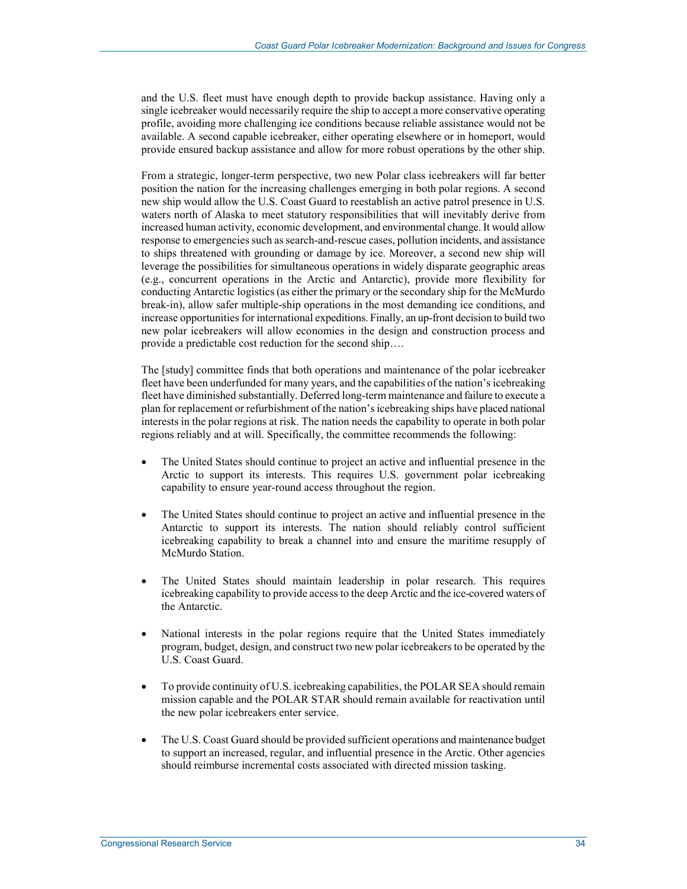and the U.S. fleet must have enough depth to provide backup assistance. Having only a single icebreaker would necessarily require the ship to accept a more conservative operating profile, avoiding more challenging ice conditions because reliable assistance would not be available. A second capable icebreaker, either operating elsewhere or in homeport, would provide ensured backup assistance and allow for more robust operations by the other ship.

From a strategic, longer-term perspective, two new Polar class icebreakers will far better position the nation for the increasing challenges emerging in both polar regions. A second new ship would allow the U.S. Coast Guard to reestablish an active patrol presence in U.S. waters north of Alaska to meet statutory responsibilities that will inevitably derive from increased human activity, economic development, and environmental change. It would allow response to emergencies such as search-and-rescue cases, pollution incidents, and assistance to ships threatened with grounding or damage by ice. Moreover, a second new ship will leverage the possibilities for simultaneous operations in widely disparate geographic areas (e.g., concurrent operations in the Arctic and Antarctic), provide more flexibility for conducting Antarctic logistics (as either the primary or the secondary ship for the McMurdo break-in), allow safer multiple-ship operations in the most demanding ice conditions, and increase opportunities for international expeditions. Finally, an up-front decision to build two new polar icebreakers will allow economies in the design and construction process and provide a predictable cost reduction for the second ship….

The [study] committee finds that both operations and maintenance of the polar icebreaker fleet have been underfunded for many years, and the capabilities of the nation's icebreaking fleet have diminished substantially. Deferred long-term maintenance and failure to execute a plan for replacement or refurbishment of the nation's icebreaking ships have placed national interests in the polar regions at risk. The nation needs the capability to operate in both polar regions reliably and at will. Specifically, the committee recommends the following:

- The United States should continue to project an active and influential presence in the Arctic to support its interests. This requires U.S. government polar icebreaking capability to ensure year-round access throughout the region.
- The United States should continue to project an active and influential presence in the Antarctic to support its interests. The nation should reliably control sufficient icebreaking capability to break a channel into and ensure the maritime resupply of McMurdo Station.
- The United States should maintain leadership in polar research. This requires icebreaking capability to provide access to the deep Arctic and the ice-covered waters of the Antarctic.
- National interests in the polar regions require that the United States immediately program, budget, design, and construct two new polar icebreakers to be operated by the U.S. Coast Guard.
- To provide continuity of U.S. icebreaking capabilities, the POLAR SEA should remain mission capable and the POLAR STAR should remain available for reactivation until the new polar icebreakers enter service.
- The U.S. Coast Guard should be provided sufficient operations and maintenance budget to support an increased, regular, and influential presence in the Arctic. Other agencies should reimburse incremental costs associated with directed mission tasking.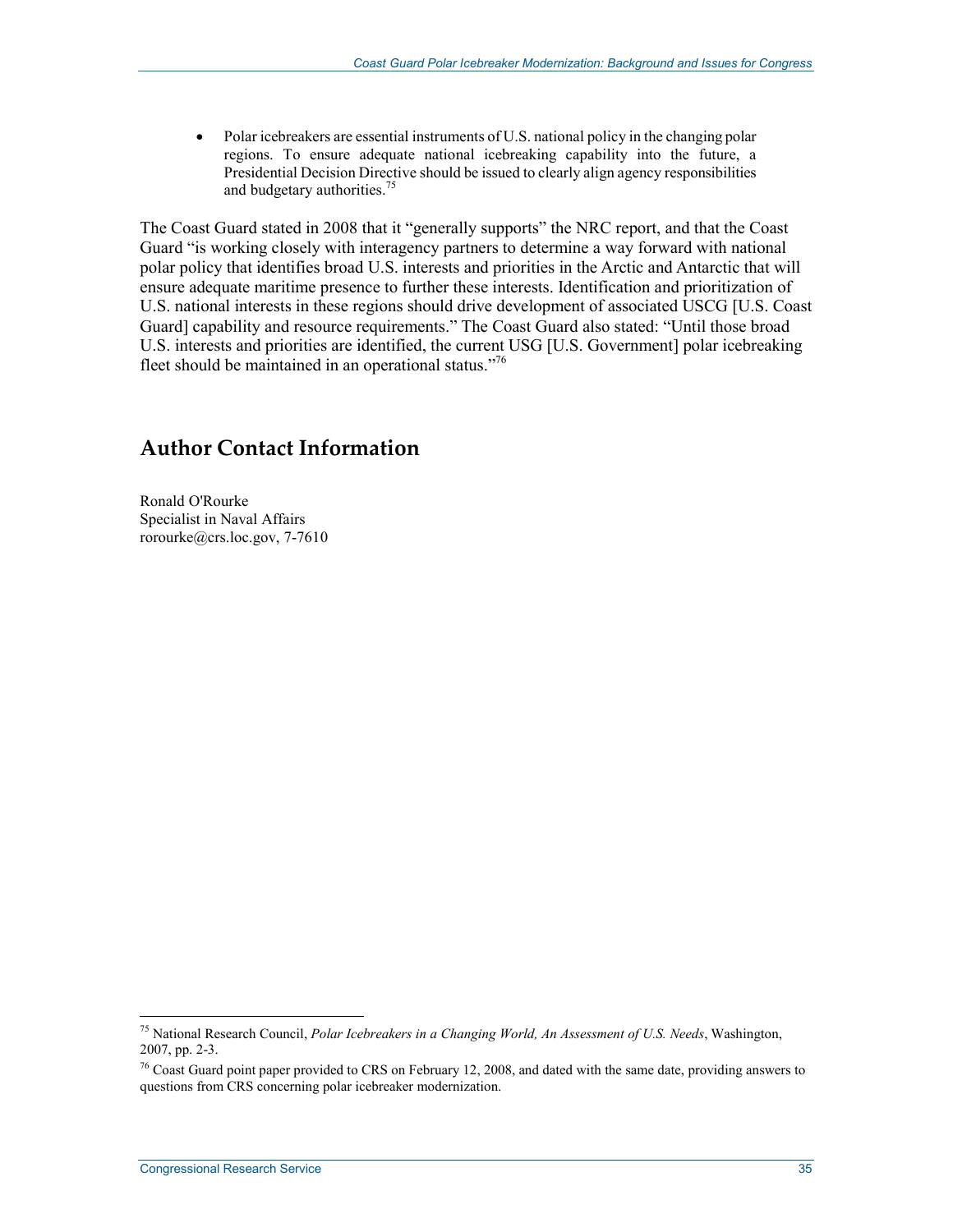- Polar icebreakers are essential instruments of U.S. national policy in the changing polar regions. To ensure adequate national icebreaking capability into the future, a Presidential Decision Directive should be issued to clearly align agency responsibilities and budgetary authorities.[75]

The Coast Guard stated in 2008 that it "generally supports" the NRC report, and that the Coast Guard "is working closely with interagency partners to determine a way forward with national polar policy that identifies broad U.S. interests and priorities in the Arctic and Antarctic that will ensure adequate maritime presence to further these interests. Identification and prioritization of U.S. national interests in these regions should drive development of associated USCG [U.S. Coast Guard] capability and resource requirements." The Coast Guard also stated: "Until those broad U.S. interests and priorities are identified, the current USG [U.S. Government] polar icebreaking fleet should be maintained in an operational status."[76]

## Author Contact Information

Ronald O'Rourke
Specialist in Naval Affairs
rorourke@crs.loc.gov, 7-7610

[75] National Research Council, *Polar Icebreakers in a Changing World, An Assessment of U.S. Needs*, Washington, 2007, pp. 2-3.

[76] Coast Guard point paper provided to CRS on February 12, 2008, and dated with the same date, providing answers to questions from CRS concerning polar icebreaker modernization.